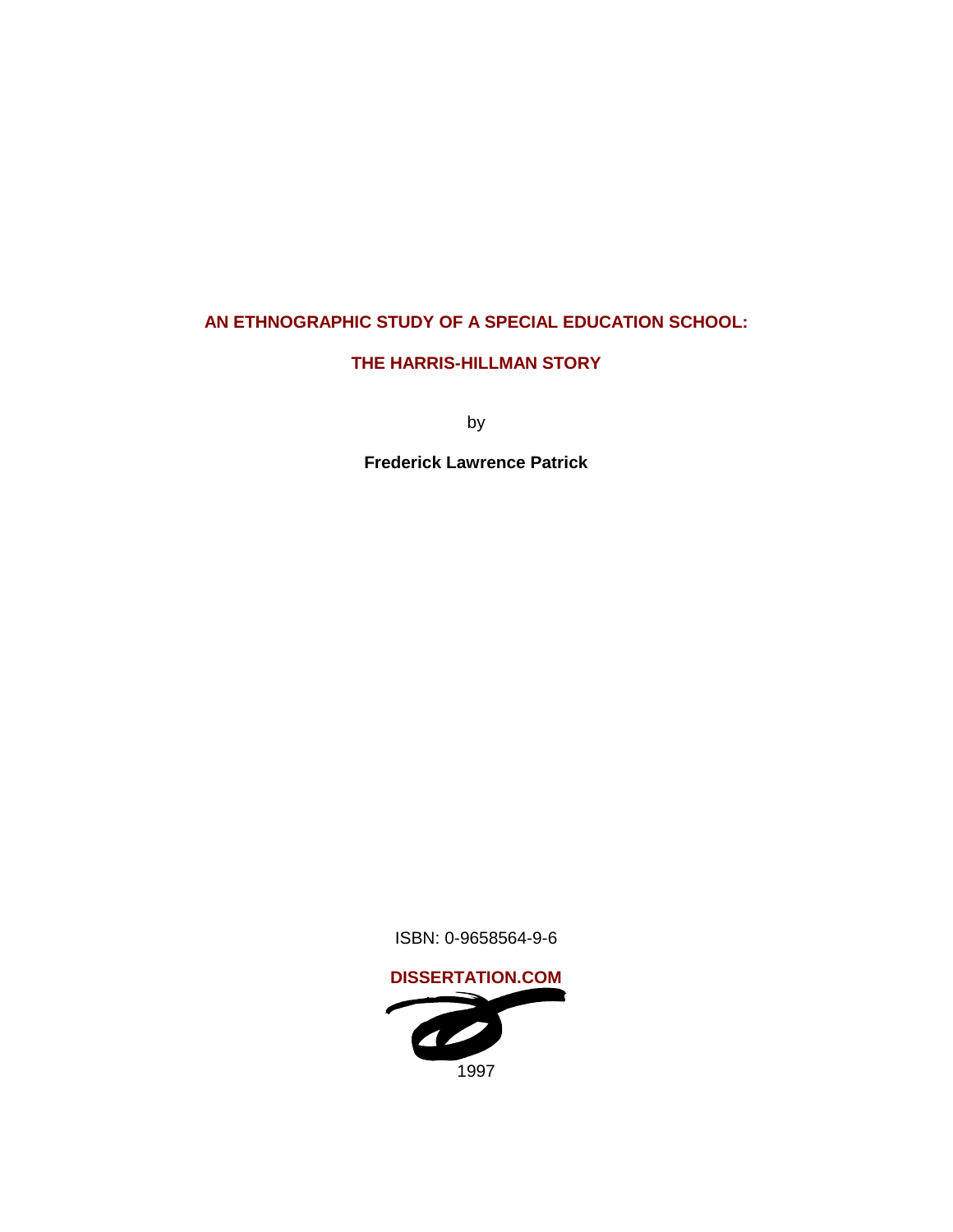# AN ETHNOGRAPHIC STUDY OF A SPECIAL EDUCATION SCHOOL:

## THE HARRIS-HILLMAN STORY

by

**Frederick Lawrence Patrick**

ISBN: 0-9658564-9-6

**DISSERTATION.COM**

1997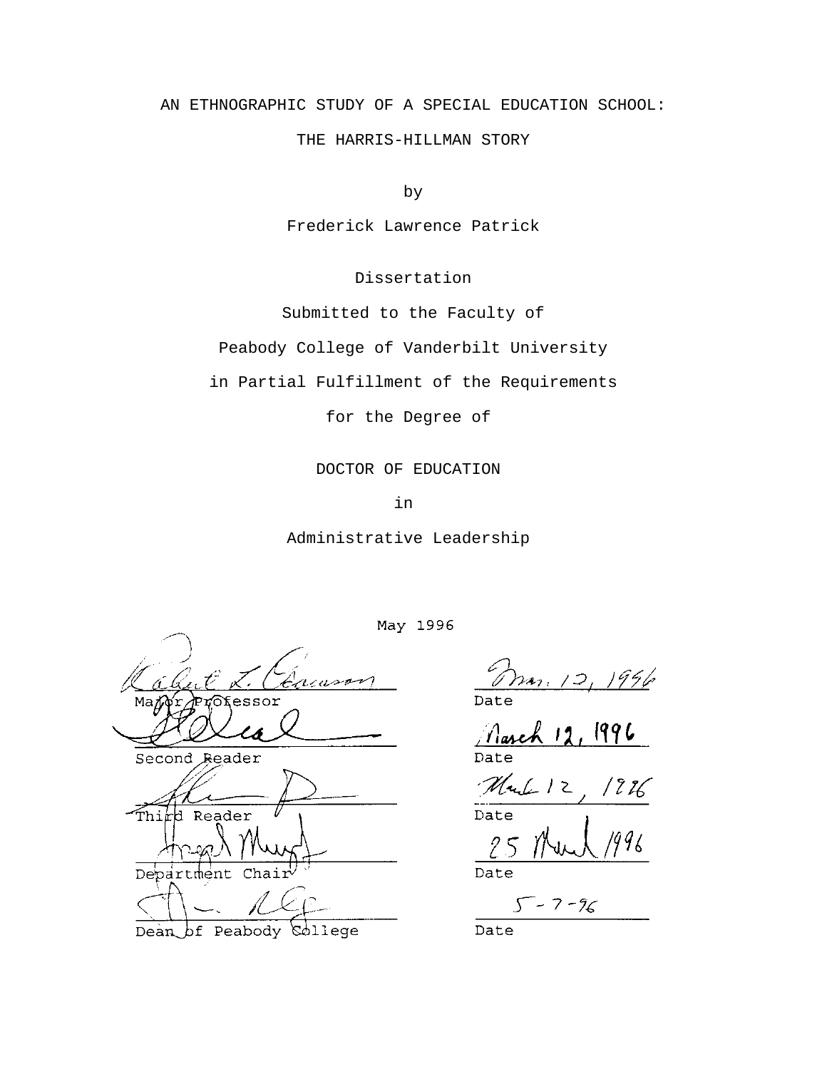AN ETHNOGRAPHIC STUDY OF A SPECIAL EDUCATION SCHOOL:

THE HARRIS-HILLMAN STORY

by

Frederick Lawrence Patrick

Dissertation

Submitted to the Faculty of

Peabody College of Vanderbilt University

in Partial Fulfillment of the Requirements

for the Degree of

DOCTOR OF EDUCATION

in

Administrative Leadership

May 1996

| | |
|---|---|
| Major Professor | Mar. 12, 1996 Date |
| Second Reader | March 12, 1996 Date |
| Third Reader | March 12, 1996 Date |
| Department Chair | 25 March 1996 Date |
| Dean of Peabody College | 5-7-96 Date |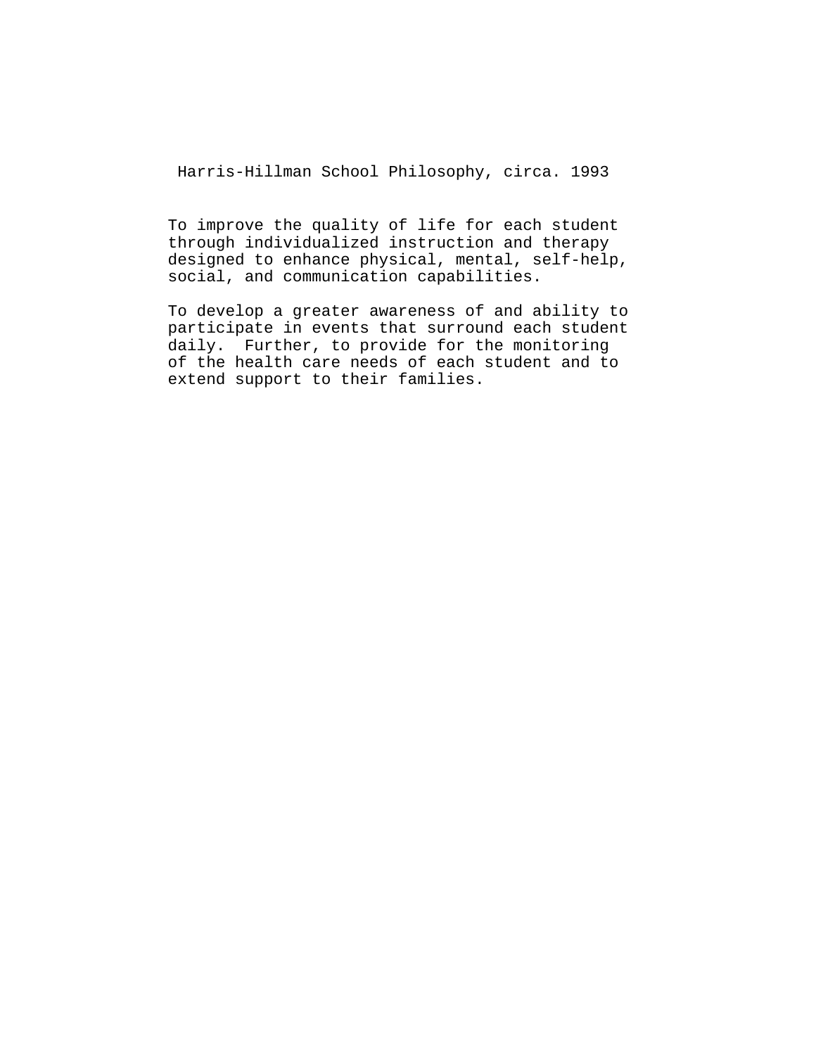# Harris-Hillman School Philosophy, circa. 1993

To improve the quality of life for each student through individualized instruction and therapy designed to enhance physical, mental, self-help, social, and communication capabilities.

To develop a greater awareness of and ability to participate in events that surround each student daily. Further, to provide for the monitoring of the health care needs of each student and to extend support to their families.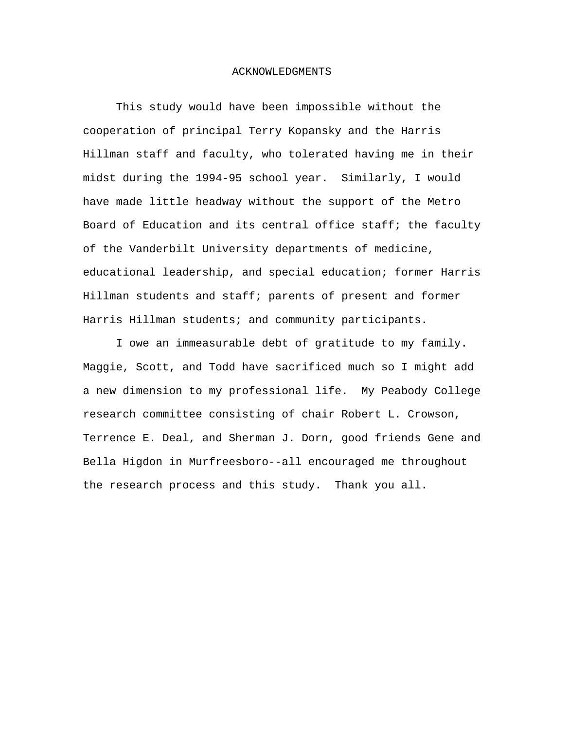# ACKNOWLEDGMENTS

This study would have been impossible without the cooperation of principal Terry Kopansky and the Harris Hillman staff and faculty, who tolerated having me in their midst during the 1994-95 school year. Similarly, I would have made little headway without the support of the Metro Board of Education and its central office staff; the faculty of the Vanderbilt University departments of medicine, educational leadership, and special education; former Harris Hillman students and staff; parents of present and former Harris Hillman students; and community participants.

I owe an immeasurable debt of gratitude to my family. Maggie, Scott, and Todd have sacrificed much so I might add a new dimension to my professional life. My Peabody College research committee consisting of chair Robert L. Crowson, Terrence E. Deal, and Sherman J. Dorn, good friends Gene and Bella Higdon in Murfreesboro--all encouraged me throughout the research process and this study. Thank you all.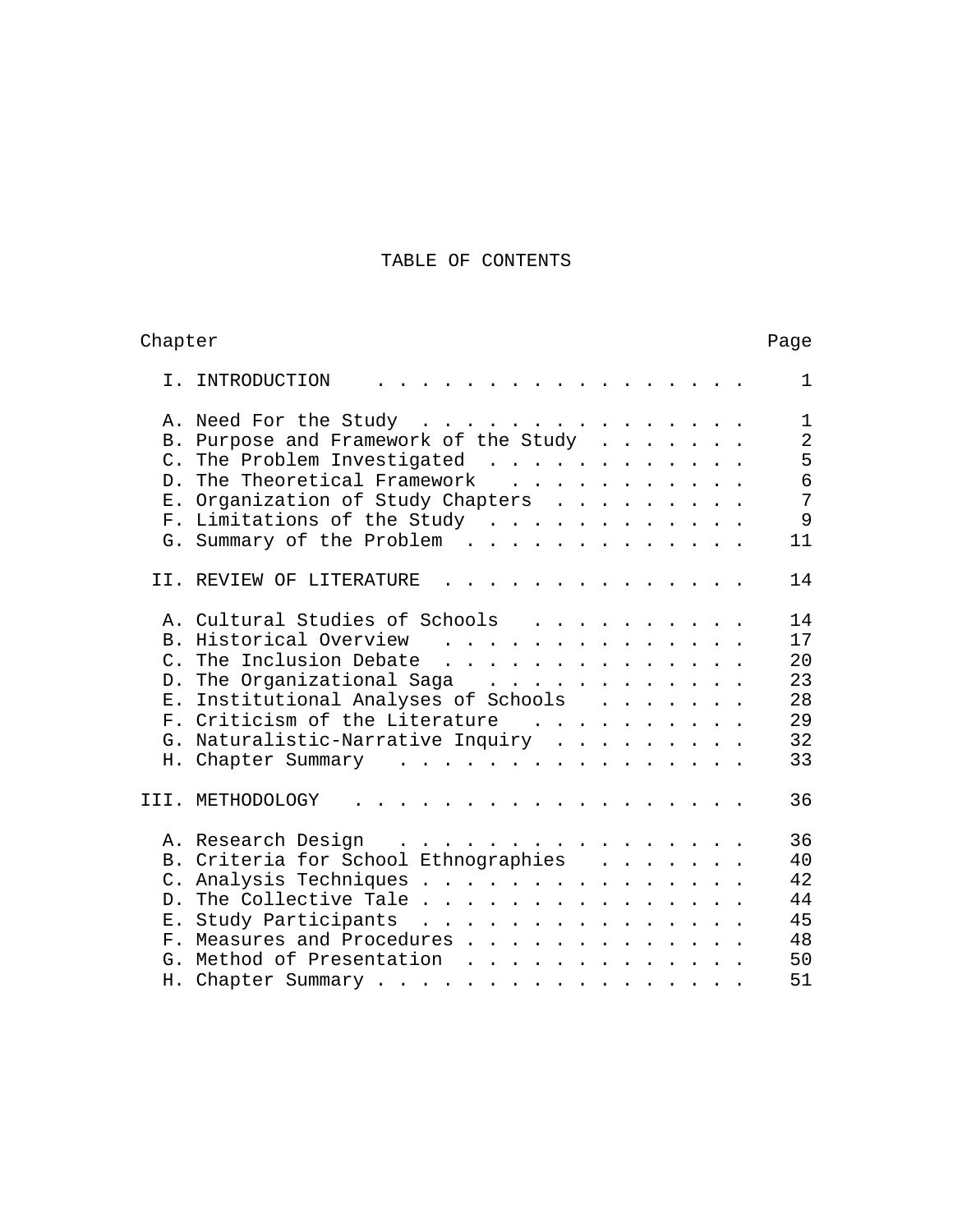# TABLE OF CONTENTS

| Chapter | | Page |
|---|---|---|
| I. | INTRODUCTION | 1 |
| | A. Need For the Study | 1 |
| | B. Purpose and Framework of the Study | 2 |
| | C. The Problem Investigated | 5 |
| | D. The Theoretical Framework | 6 |
| | E. Organization of Study Chapters | 7 |
| | F. Limitations of the Study | 9 |
| | G. Summary of the Problem | 11 |
| II. | REVIEW OF LITERATURE | 14 |
| | A. Cultural Studies of Schools | 14 |
| | B. Historical Overview | 17 |
| | C. The Inclusion Debate | 20 |
| | D. The Organizational Saga | 23 |
| | E. Institutional Analyses of Schools | 28 |
| | F. Criticism of the Literature | 29 |
| | G. Naturalistic-Narrative Inquiry | 32 |
| | H. Chapter Summary | 33 |
| III. | METHODOLOGY | 36 |
| | A. Research Design | 36 |
| | B. Criteria for School Ethnographies | 40 |
| | C. Analysis Techniques | 42 |
| | D. The Collective Tale | 44 |
| | E. Study Participants | 45 |
| | F. Measures and Procedures | 48 |
| | G. Method of Presentation | 50 |
| | H. Chapter Summary | 51 |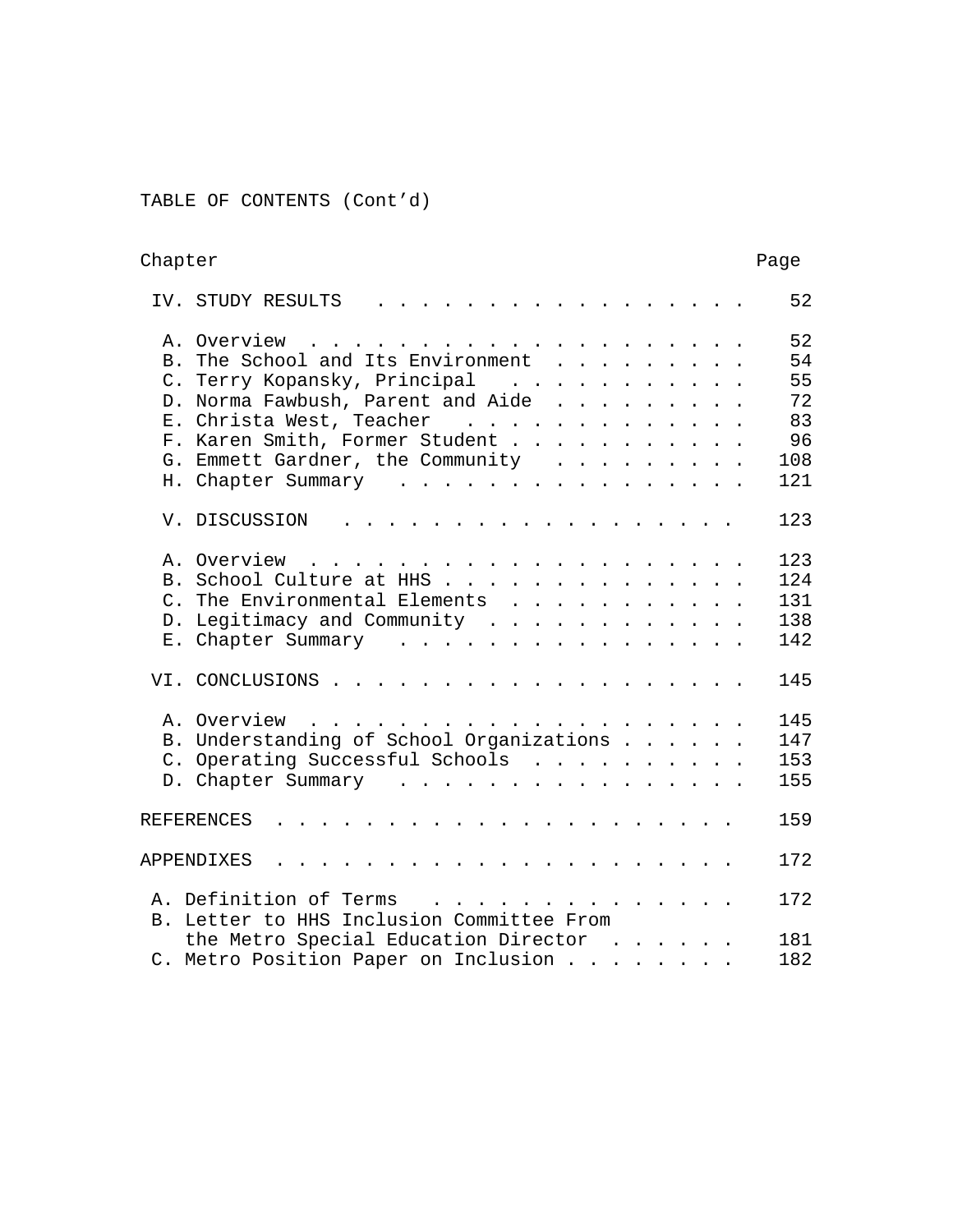TABLE OF CONTENTS (Cont'd)

| Chapter | Page |
|---|---|
| IV. STUDY RESULTS | 52 |
| A. Overview | 52 |
| B. The School and Its Environment | 54 |
| C. Terry Kopansky, Principal | 55 |
| D. Norma Fawbush, Parent and Aide | 72 |
| E. Christa West, Teacher | 83 |
| F. Karen Smith, Former Student | 96 |
| G. Emmett Gardner, the Community | 108 |
| H. Chapter Summary | 121 |
| V. DISCUSSION | 123 |
| A. Overview | 123 |
| B. School Culture at HHS | 124 |
| C. The Environmental Elements | 131 |
| D. Legitimacy and Community | 138 |
| E. Chapter Summary | 142 |
| VI. CONCLUSIONS | 145 |
| A. Overview | 145 |
| B. Understanding of School Organizations | 147 |
| C. Operating Successful Schools | 153 |
| D. Chapter Summary | 155 |
| REFERENCES | 159 |
| APPENDIXES | 172 |
| A. Definition of Terms | 172 |
| B. Letter to HHS Inclusion Committee From the Metro Special Education Director | 181 |
| C. Metro Position Paper on Inclusion | 182 |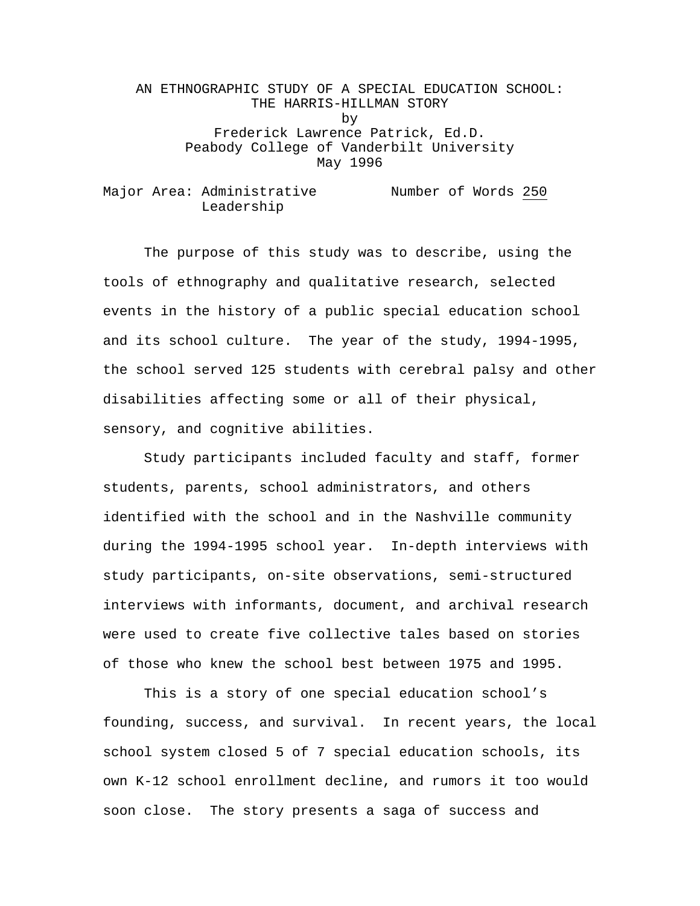AN ETHNOGRAPHIC STUDY OF A SPECIAL EDUCATION SCHOOL: THE HARRIS-HILLMAN STORY

by

Frederick Lawrence Patrick, Ed.D.

Peabody College of Vanderbilt University

May 1996

Major Area: Administrative Leadership          Number of Words 250

The purpose of this study was to describe, using the tools of ethnography and qualitative research, selected events in the history of a public special education school and its school culture. The year of the study, 1994-1995, the school served 125 students with cerebral palsy and other disabilities affecting some or all of their physical, sensory, and cognitive abilities.

Study participants included faculty and staff, former students, parents, school administrators, and others identified with the school and in the Nashville community during the 1994-1995 school year. In-depth interviews with study participants, on-site observations, semi-structured interviews with informants, document, and archival research were used to create five collective tales based on stories of those who knew the school best between 1975 and 1995.

This is a story of one special education school's founding, success, and survival. In recent years, the local school system closed 5 of 7 special education schools, its own K-12 school enrollment decline, and rumors it too would soon close. The story presents a saga of success and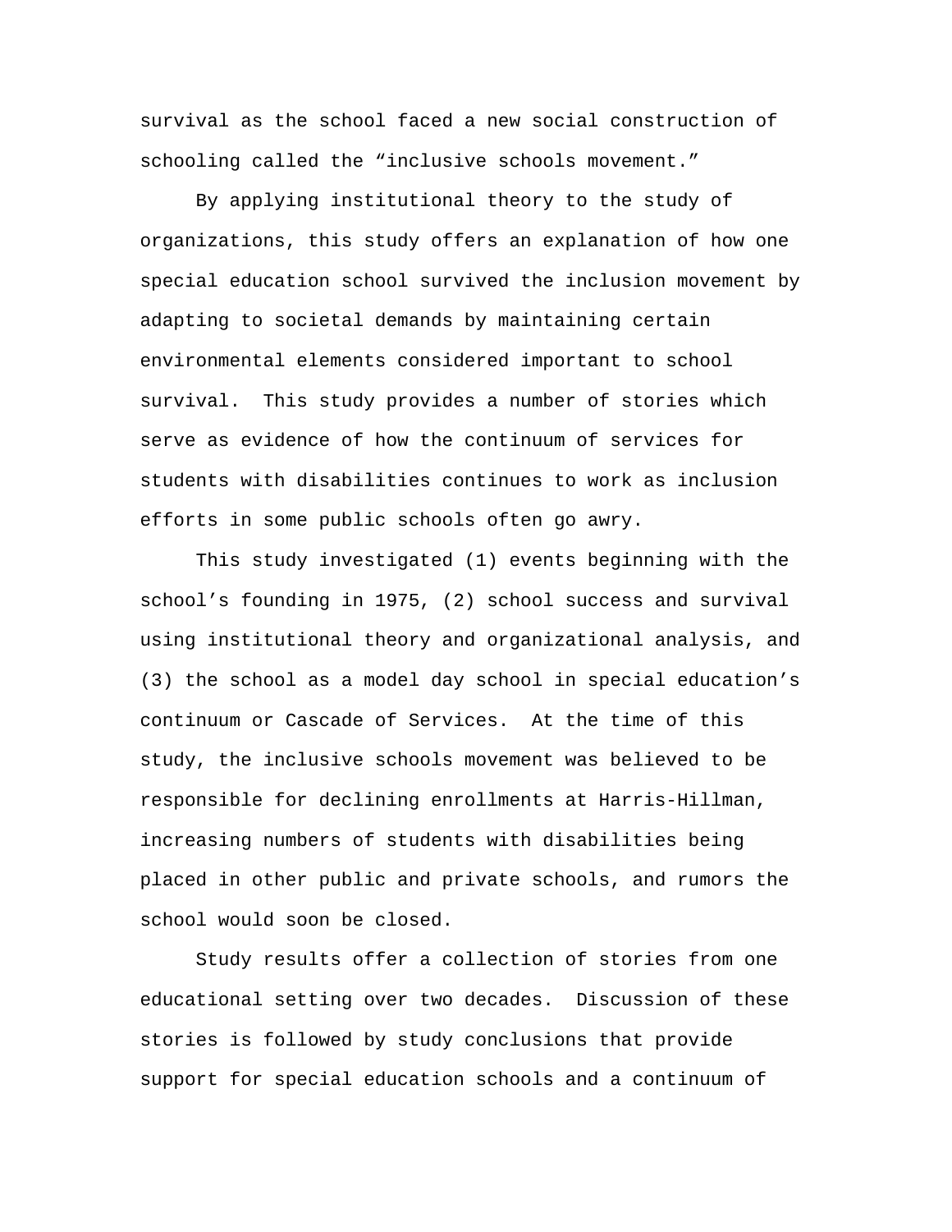survival as the school faced a new social construction of schooling called the "inclusive schools movement."

By applying institutional theory to the study of organizations, this study offers an explanation of how one special education school survived the inclusion movement by adapting to societal demands by maintaining certain environmental elements considered important to school survival. This study provides a number of stories which serve as evidence of how the continuum of services for students with disabilities continues to work as inclusion efforts in some public schools often go awry.

This study investigated (1) events beginning with the school's founding in 1975, (2) school success and survival using institutional theory and organizational analysis, and (3) the school as a model day school in special education's continuum or Cascade of Services. At the time of this study, the inclusive schools movement was believed to be responsible for declining enrollments at Harris-Hillman, increasing numbers of students with disabilities being placed in other public and private schools, and rumors the school would soon be closed.

Study results offer a collection of stories from one educational setting over two decades. Discussion of these stories is followed by study conclusions that provide support for special education schools and a continuum of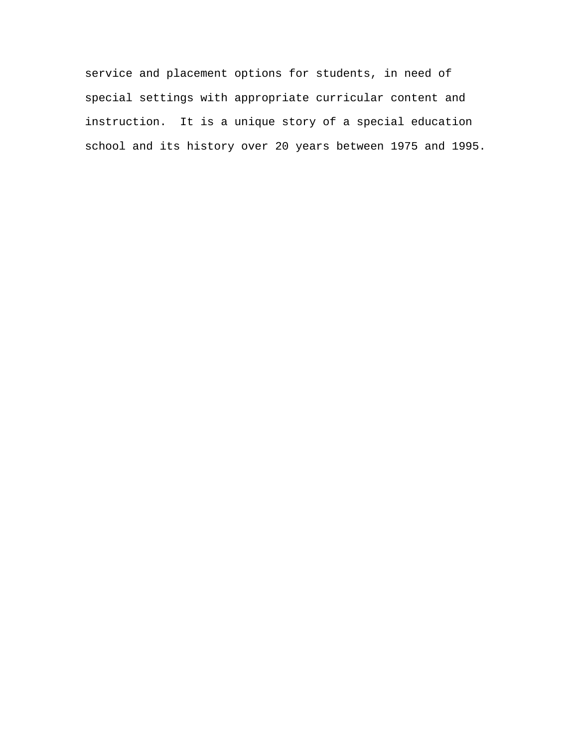service and placement options for students, in need of special settings with appropriate curricular content and instruction.  It is a unique story of a special education school and its history over 20 years between 1975 and 1995.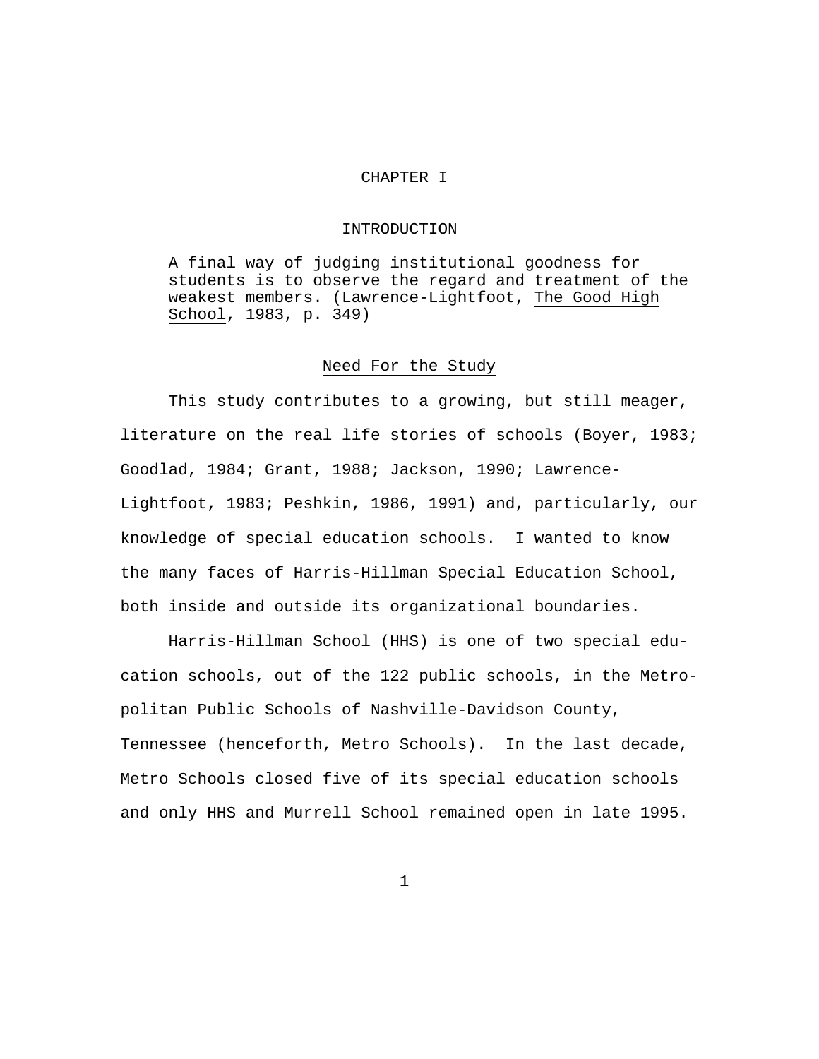# CHAPTER I

## INTRODUCTION

> A final way of judging institutional goodness for students is to observe the regard and treatment of the weakest members. (Lawrence-Lightfoot, *The Good High School*, 1983, p. 349)

### Need For the Study

This study contributes to a growing, but still meager, literature on the real life stories of schools (Boyer, 1983; Goodlad, 1984; Grant, 1988; Jackson, 1990; Lawrence-Lightfoot, 1983; Peshkin, 1986, 1991) and, particularly, our knowledge of special education schools. I wanted to know the many faces of Harris-Hillman Special Education School, both inside and outside its organizational boundaries.

Harris-Hillman School (HHS) is one of two special education schools, out of the 122 public schools, in the Metropolitan Public Schools of Nashville-Davidson County, Tennessee (henceforth, Metro Schools). In the last decade, Metro Schools closed five of its special education schools and only HHS and Murrell School remained open in late 1995.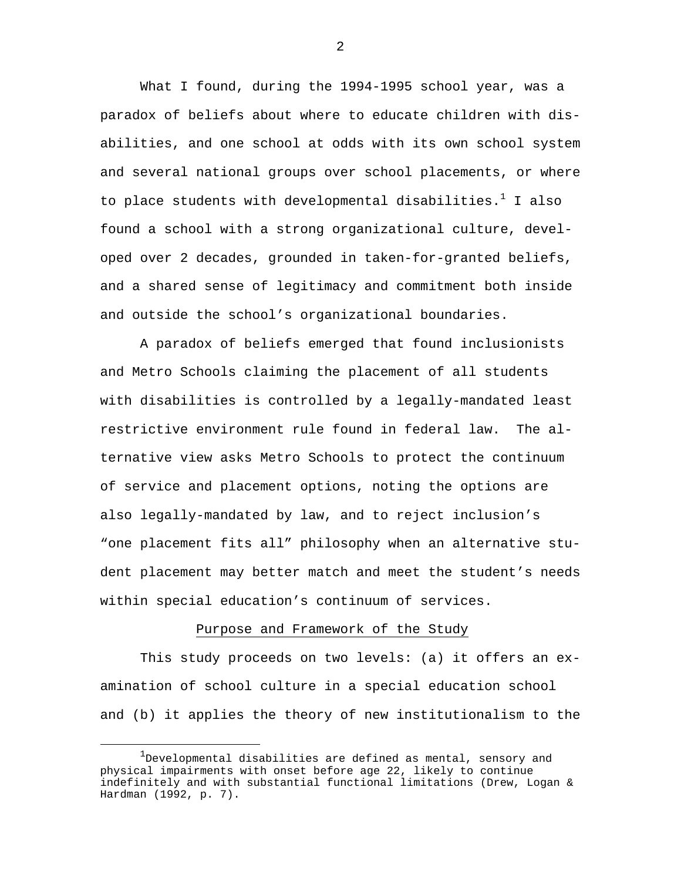What I found, during the 1994-1995 school year, was a paradox of beliefs about where to educate children with disabilities, and one school at odds with its own school system and several national groups over school placements, or where to place students with developmental disabilities.[1] I also found a school with a strong organizational culture, developed over 2 decades, grounded in taken-for-granted beliefs, and a shared sense of legitimacy and commitment both inside and outside the school's organizational boundaries.

A paradox of beliefs emerged that found inclusionists and Metro Schools claiming the placement of all students with disabilities is controlled by a legally-mandated least restrictive environment rule found in federal law. The alternative view asks Metro Schools to protect the continuum of service and placement options, noting the options are also legally-mandated by law, and to reject inclusion's "one placement fits all" philosophy when an alternative student placement may better match and meet the student's needs within special education's continuum of services.

## Purpose and Framework of the Study

This study proceeds on two levels: (a) it offers an examination of school culture in a special education school and (b) it applies the theory of new institutionalism to the

---

[1] Developmental disabilities are defined as mental, sensory and physical impairments with onset before age 22, likely to continue indefinitely and with substantial functional limitations (Drew, Logan & Hardman (1992, p. 7).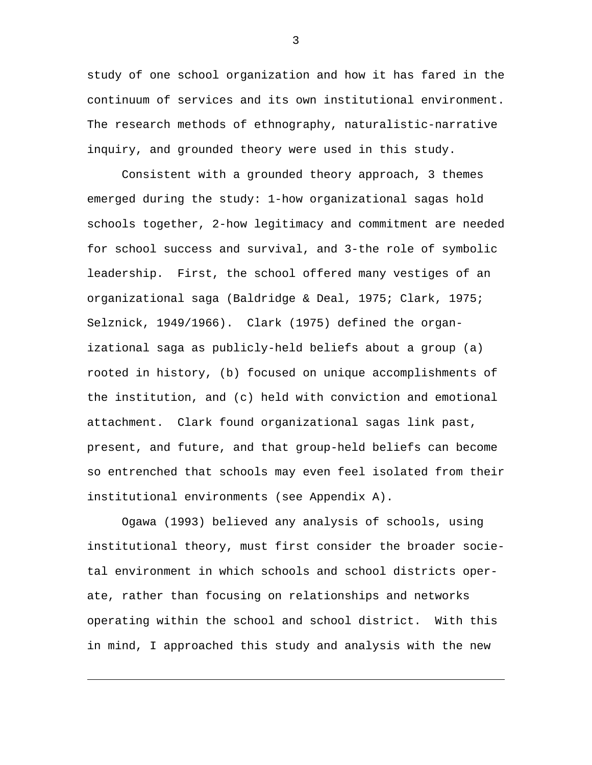study of one school organization and how it has fared in the continuum of services and its own institutional environment. The research methods of ethnography, naturalistic-narrative inquiry, and grounded theory were used in this study.

Consistent with a grounded theory approach, 3 themes emerged during the study: 1-how organizational sagas hold schools together, 2-how legitimacy and commitment are needed for school success and survival, and 3-the role of symbolic leadership. First, the school offered many vestiges of an organizational saga (Baldridge & Deal, 1975; Clark, 1975; Selznick, 1949/1966). Clark (1975) defined the organizational saga as publicly-held beliefs about a group (a) rooted in history, (b) focused on unique accomplishments of the institution, and (c) held with conviction and emotional attachment. Clark found organizational sagas link past, present, and future, and that group-held beliefs can become so entrenched that schools may even feel isolated from their institutional environments (see Appendix A).

Ogawa (1993) believed any analysis of schools, using institutional theory, must first consider the broader societal environment in which schools and school districts operate, rather than focusing on relationships and networks operating within the school and school district. With this in mind, I approached this study and analysis with the new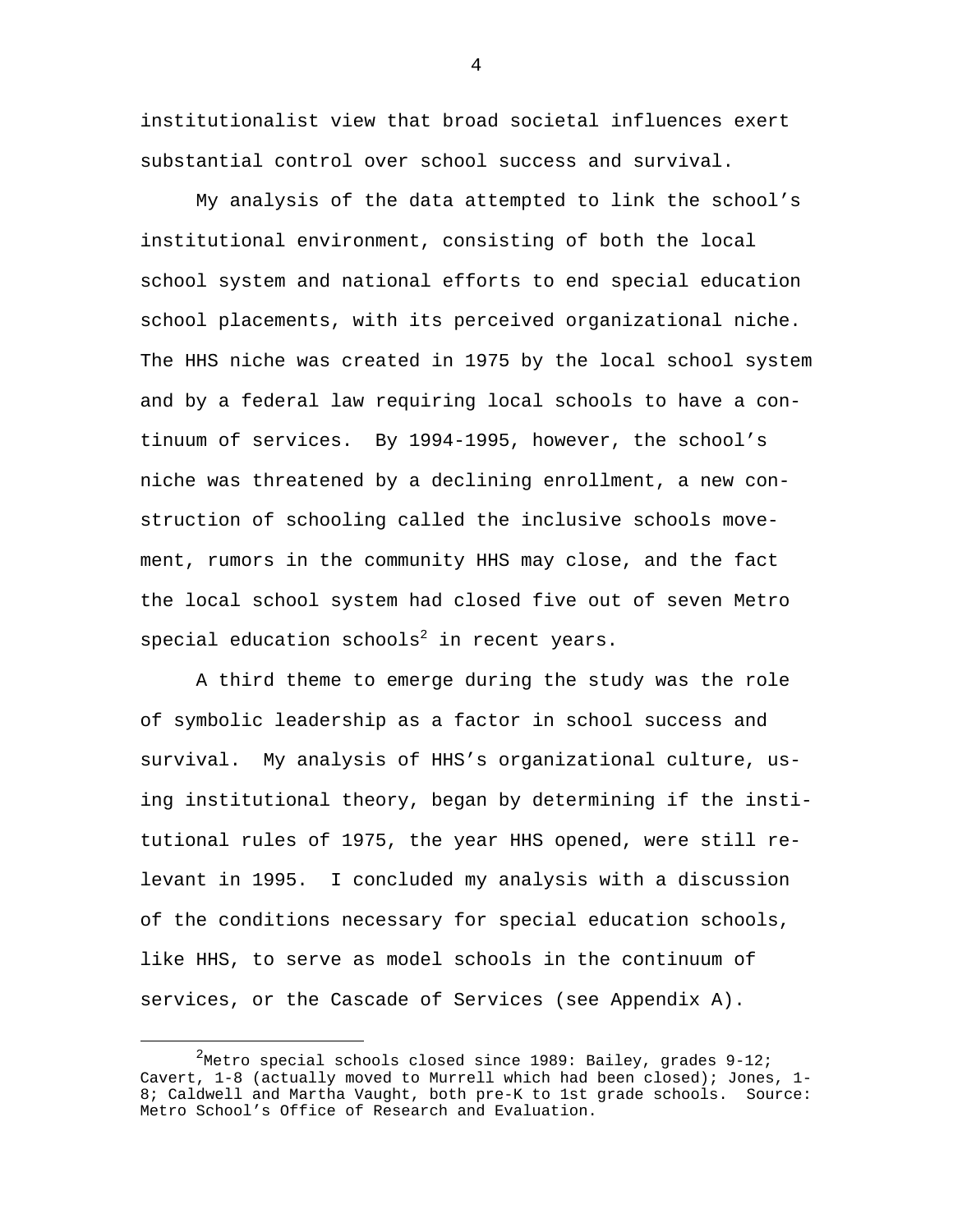institutionalist view that broad societal influences exert substantial control over school success and survival.

My analysis of the data attempted to link the school's institutional environment, consisting of both the local school system and national efforts to end special education school placements, with its perceived organizational niche. The HHS niche was created in 1975 by the local school system and by a federal law requiring local schools to have a continuum of services. By 1994-1995, however, the school's niche was threatened by a declining enrollment, a new construction of schooling called the inclusive schools movement, rumors in the community HHS may close, and the fact the local school system had closed five out of seven Metro special education schools[2] in recent years.

A third theme to emerge during the study was the role of symbolic leadership as a factor in school success and survival. My analysis of HHS's organizational culture, using institutional theory, began by determining if the institutional rules of 1975, the year HHS opened, were still relevant in 1995. I concluded my analysis with a discussion of the conditions necessary for special education schools, like HHS, to serve as model schools in the continuum of services, or the Cascade of Services (see Appendix A).

---

[2] Metro special schools closed since 1989: Bailey, grades 9-12; Cavert, 1-8 (actually moved to Murrell which had been closed); Jones, 1-8; Caldwell and Martha Vaught, both pre-K to 1st grade schools. Source: Metro School's Office of Research and Evaluation.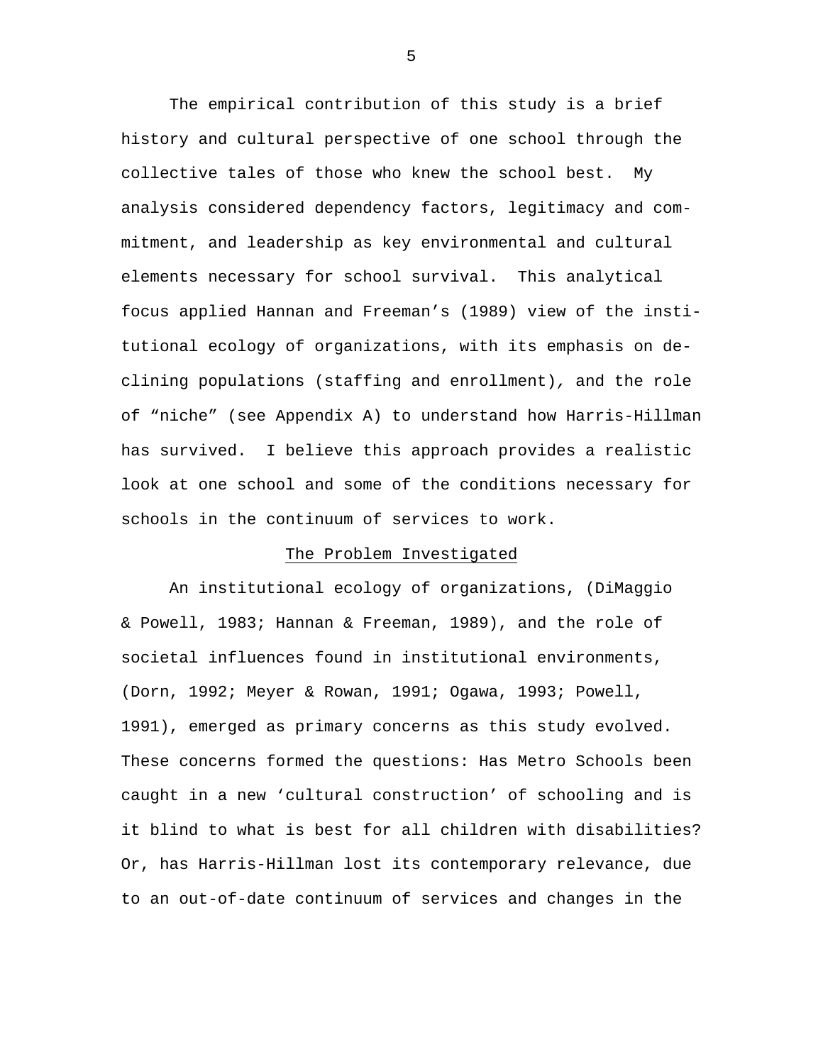The empirical contribution of this study is a brief history and cultural perspective of one school through the collective tales of those who knew the school best. My analysis considered dependency factors, legitimacy and commitment, and leadership as key environmental and cultural elements necessary for school survival. This analytical focus applied Hannan and Freeman's (1989) view of the institutional ecology of organizations, with its emphasis on declining populations (staffing and enrollment), and the role of "niche" (see Appendix A) to understand how Harris-Hillman has survived. I believe this approach provides a realistic look at one school and some of the conditions necessary for schools in the continuum of services to work.

## The Problem Investigated

An institutional ecology of organizations, (DiMaggio & Powell, 1983; Hannan & Freeman, 1989), and the role of societal influences found in institutional environments, (Dorn, 1992; Meyer & Rowan, 1991; Ogawa, 1993; Powell, 1991), emerged as primary concerns as this study evolved. These concerns formed the questions: Has Metro Schools been caught in a new 'cultural construction' of schooling and is it blind to what is best for all children with disabilities? Or, has Harris-Hillman lost its contemporary relevance, due to an out-of-date continuum of services and changes in the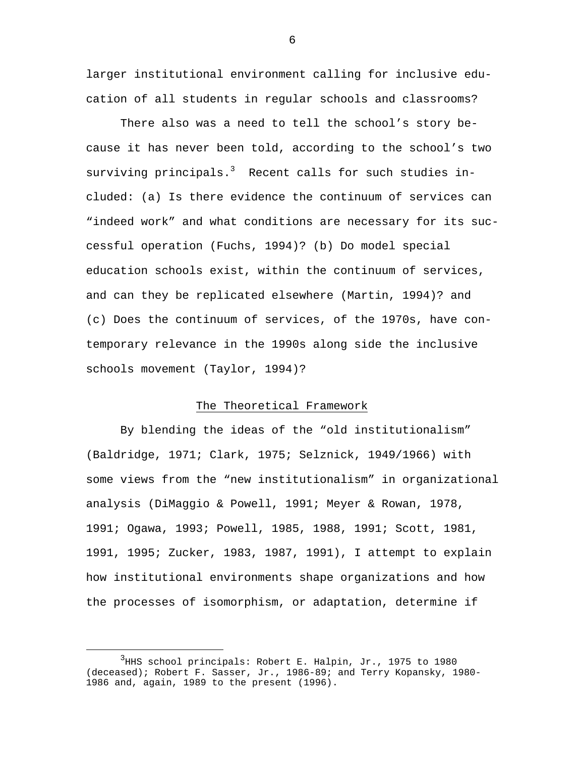larger institutional environment calling for inclusive education of all students in regular schools and classrooms?

There also was a need to tell the school's story because it has never been told, according to the school's two surviving principals.[3] Recent calls for such studies included: (a) Is there evidence the continuum of services can "indeed work" and what conditions are necessary for its successful operation (Fuchs, 1994)? (b) Do model special education schools exist, within the continuum of services, and can they be replicated elsewhere (Martin, 1994)? and (c) Does the continuum of services, of the 1970s, have contemporary relevance in the 1990s along side the inclusive schools movement (Taylor, 1994)?

## The Theoretical Framework

By blending the ideas of the "old institutionalism" (Baldridge, 1971; Clark, 1975; Selznick, 1949/1966) with some views from the "new institutionalism" in organizational analysis (DiMaggio & Powell, 1991; Meyer & Rowan, 1978, 1991; Ogawa, 1993; Powell, 1985, 1988, 1991; Scott, 1981, 1991, 1995; Zucker, 1983, 1987, 1991), I attempt to explain how institutional environments shape organizations and how the processes of isomorphism, or adaptation, determine if

---

[3] HHS school principals: Robert E. Halpin, Jr., 1975 to 1980 (deceased); Robert F. Sasser, Jr., 1986-89; and Terry Kopansky, 1980-1986 and, again, 1989 to the present (1996).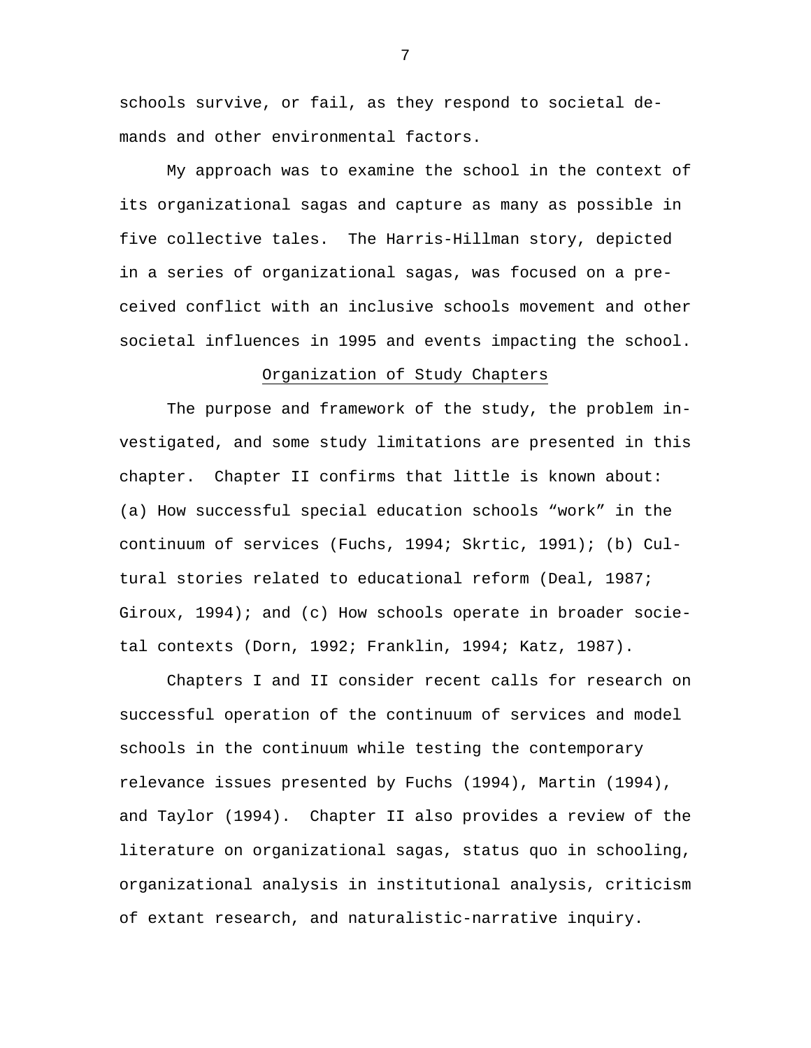schools survive, or fail, as they respond to societal demands and other environmental factors.

My approach was to examine the school in the context of its organizational sagas and capture as many as possible in five collective tales. The Harris-Hillman story, depicted in a series of organizational sagas, was focused on a preceived conflict with an inclusive schools movement and other societal influences in 1995 and events impacting the school.

## Organization of Study Chapters

The purpose and framework of the study, the problem investigated, and some study limitations are presented in this chapter. Chapter II confirms that little is known about: (a) How successful special education schools "work" in the continuum of services (Fuchs, 1994; Skrtic, 1991); (b) Cultural stories related to educational reform (Deal, 1987; Giroux, 1994); and (c) How schools operate in broader societal contexts (Dorn, 1992; Franklin, 1994; Katz, 1987).

Chapters I and II consider recent calls for research on successful operation of the continuum of services and model schools in the continuum while testing the contemporary relevance issues presented by Fuchs (1994), Martin (1994), and Taylor (1994). Chapter II also provides a review of the literature on organizational sagas, status quo in schooling, organizational analysis in institutional analysis, criticism of extant research, and naturalistic-narrative inquiry.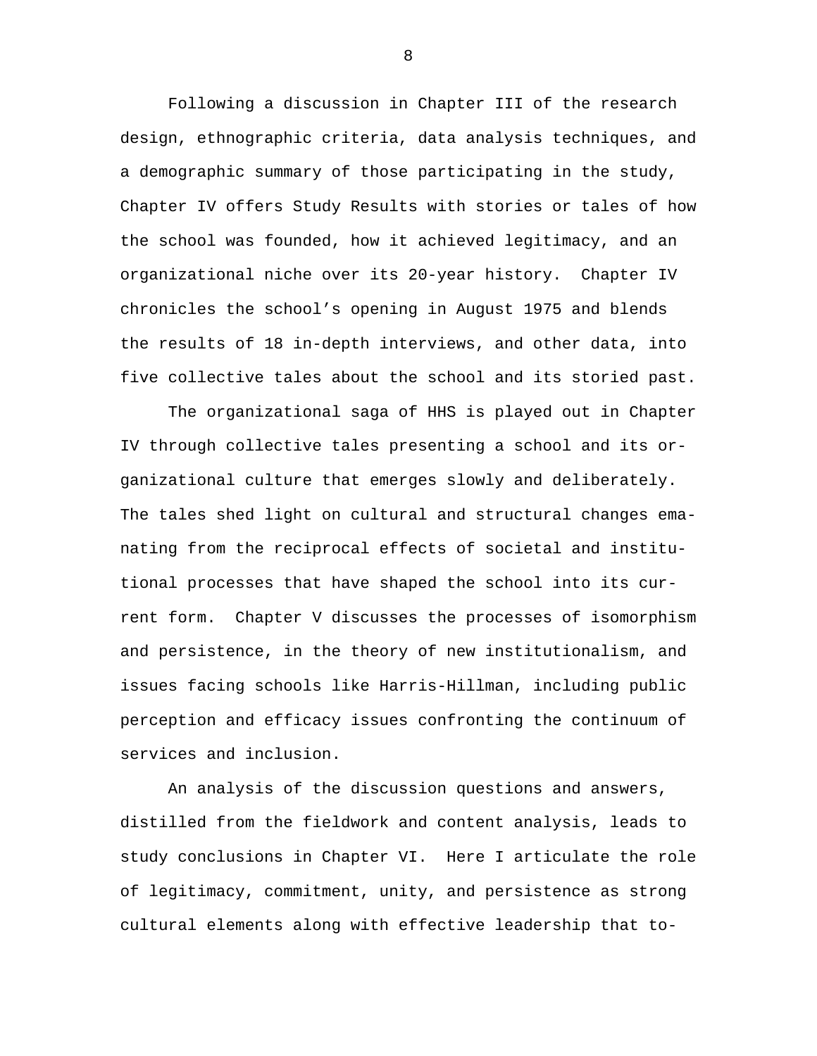Following a discussion in Chapter III of the research design, ethnographic criteria, data analysis techniques, and a demographic summary of those participating in the study, Chapter IV offers Study Results with stories or tales of how the school was founded, how it achieved legitimacy, and an organizational niche over its 20-year history. Chapter IV chronicles the school's opening in August 1975 and blends the results of 18 in-depth interviews, and other data, into five collective tales about the school and its storied past.

The organizational saga of HHS is played out in Chapter IV through collective tales presenting a school and its organizational culture that emerges slowly and deliberately. The tales shed light on cultural and structural changes emanating from the reciprocal effects of societal and institutional processes that have shaped the school into its current form. Chapter V discusses the processes of isomorphism and persistence, in the theory of new institutionalism, and issues facing schools like Harris-Hillman, including public perception and efficacy issues confronting the continuum of services and inclusion.

An analysis of the discussion questions and answers, distilled from the fieldwork and content analysis, leads to study conclusions in Chapter VI. Here I articulate the role of legitimacy, commitment, unity, and persistence as strong cultural elements along with effective leadership that to-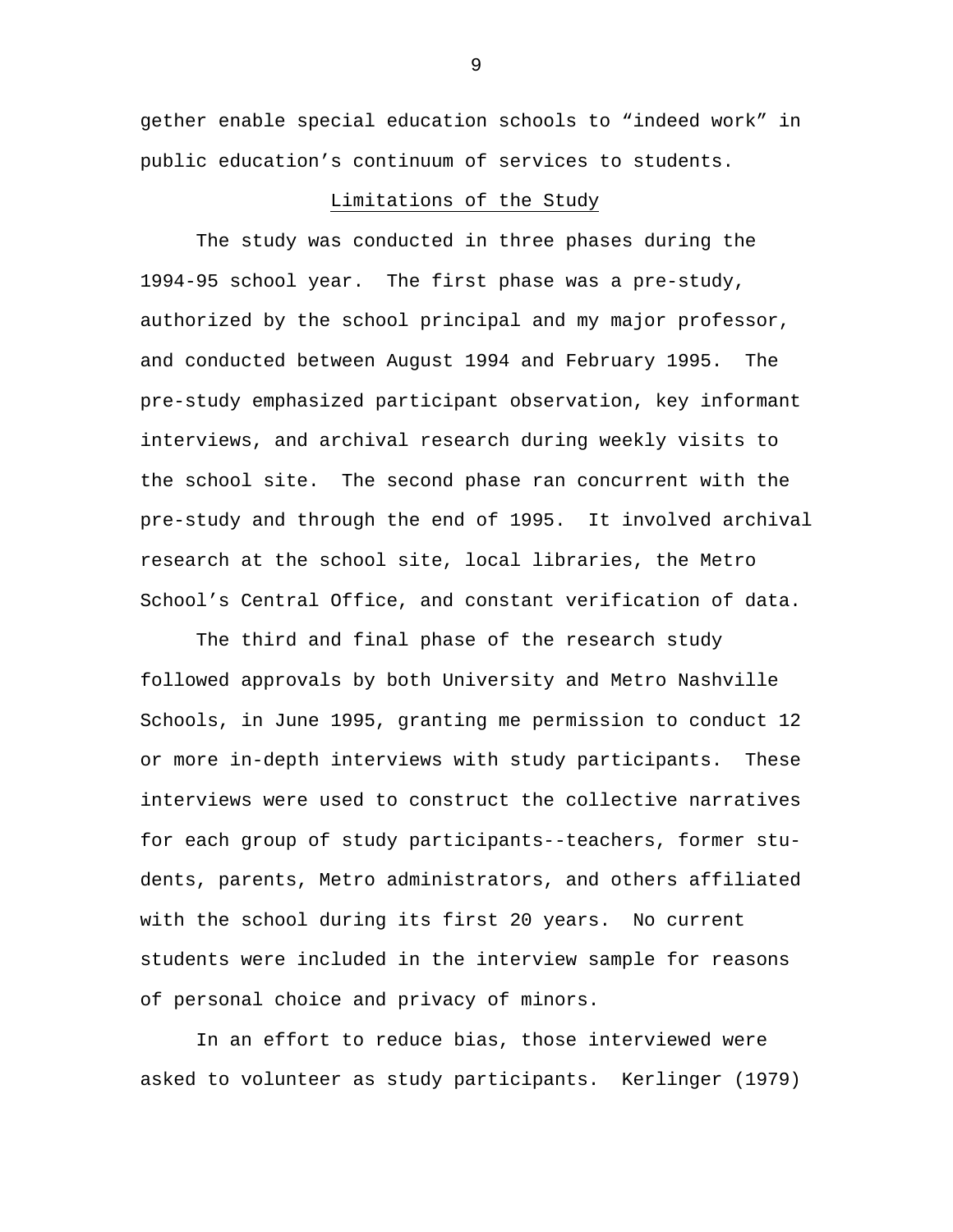gether enable special education schools to “indeed work” in public education’s continuum of services to students.

## Limitations of the Study

The study was conducted in three phases during the 1994-95 school year. The first phase was a pre-study, authorized by the school principal and my major professor, and conducted between August 1994 and February 1995. The pre-study emphasized participant observation, key informant interviews, and archival research during weekly visits to the school site. The second phase ran concurrent with the pre-study and through the end of 1995. It involved archival research at the school site, local libraries, the Metro School’s Central Office, and constant verification of data.

The third and final phase of the research study followed approvals by both University and Metro Nashville Schools, in June 1995, granting me permission to conduct 12 or more in-depth interviews with study participants. These interviews were used to construct the collective narratives for each group of study participants--teachers, former students, parents, Metro administrators, and others affiliated with the school during its first 20 years. No current students were included in the interview sample for reasons of personal choice and privacy of minors.

In an effort to reduce bias, those interviewed were asked to volunteer as study participants. Kerlinger (1979)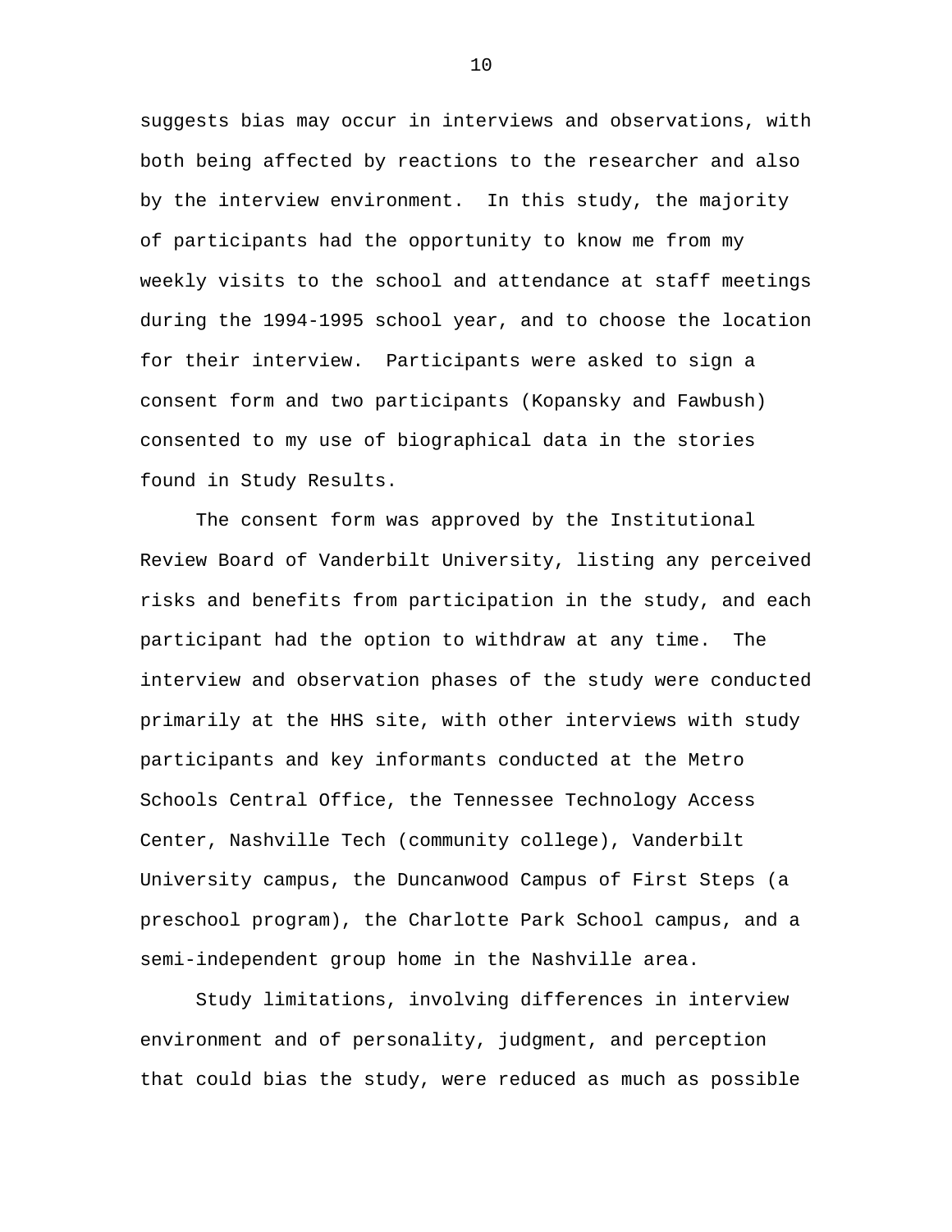suggests bias may occur in interviews and observations, with both being affected by reactions to the researcher and also by the interview environment. In this study, the majority of participants had the opportunity to know me from my weekly visits to the school and attendance at staff meetings during the 1994-1995 school year, and to choose the location for their interview. Participants were asked to sign a consent form and two participants (Kopansky and Fawbush) consented to my use of biographical data in the stories found in Study Results.

The consent form was approved by the Institutional Review Board of Vanderbilt University, listing any perceived risks and benefits from participation in the study, and each participant had the option to withdraw at any time. The interview and observation phases of the study were conducted primarily at the HHS site, with other interviews with study participants and key informants conducted at the Metro Schools Central Office, the Tennessee Technology Access Center, Nashville Tech (community college), Vanderbilt University campus, the Duncanwood Campus of First Steps (a preschool program), the Charlotte Park School campus, and a semi-independent group home in the Nashville area.

Study limitations, involving differences in interview environment and of personality, judgment, and perception that could bias the study, were reduced as much as possible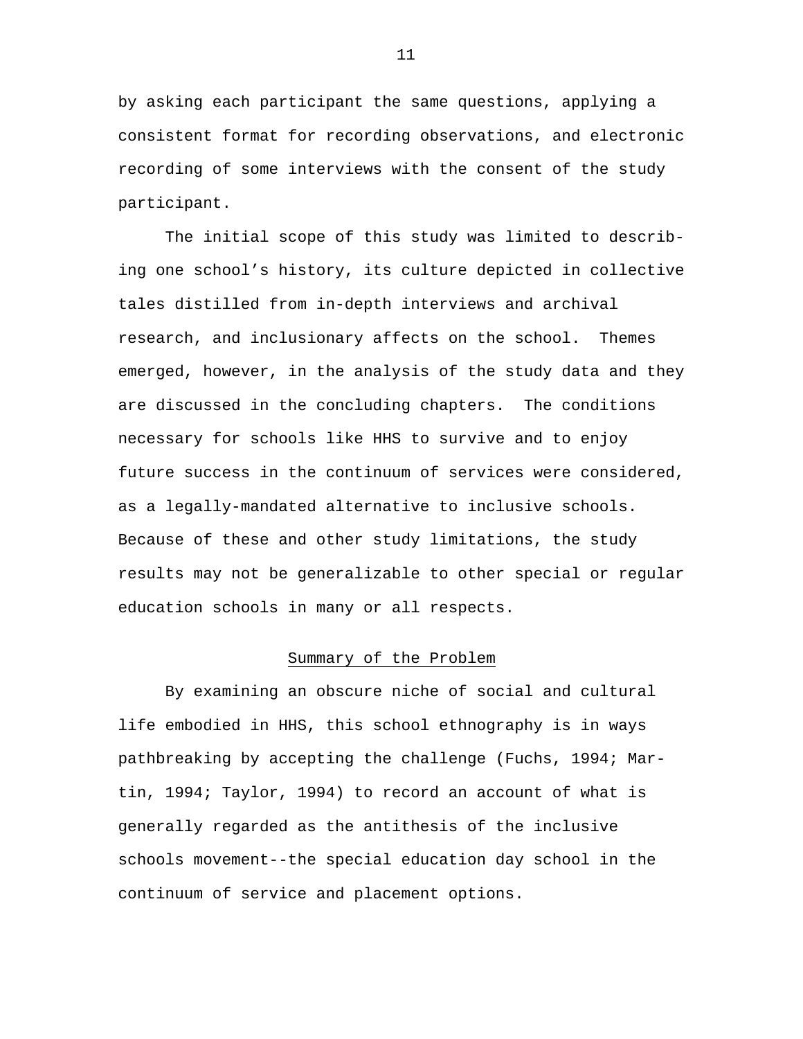by asking each participant the same questions, applying a consistent format for recording observations, and electronic recording of some interviews with the consent of the study participant.

The initial scope of this study was limited to describing one school's history, its culture depicted in collective tales distilled from in-depth interviews and archival research, and inclusionary affects on the school. Themes emerged, however, in the analysis of the study data and they are discussed in the concluding chapters. The conditions necessary for schools like HHS to survive and to enjoy future success in the continuum of services were considered, as a legally-mandated alternative to inclusive schools. Because of these and other study limitations, the study results may not be generalizable to other special or regular education schools in many or all respects.

## Summary of the Problem

By examining an obscure niche of social and cultural life embodied in HHS, this school ethnography is in ways pathbreaking by accepting the challenge (Fuchs, 1994; Martin, 1994; Taylor, 1994) to record an account of what is generally regarded as the antithesis of the inclusive schools movement--the special education day school in the continuum of service and placement options.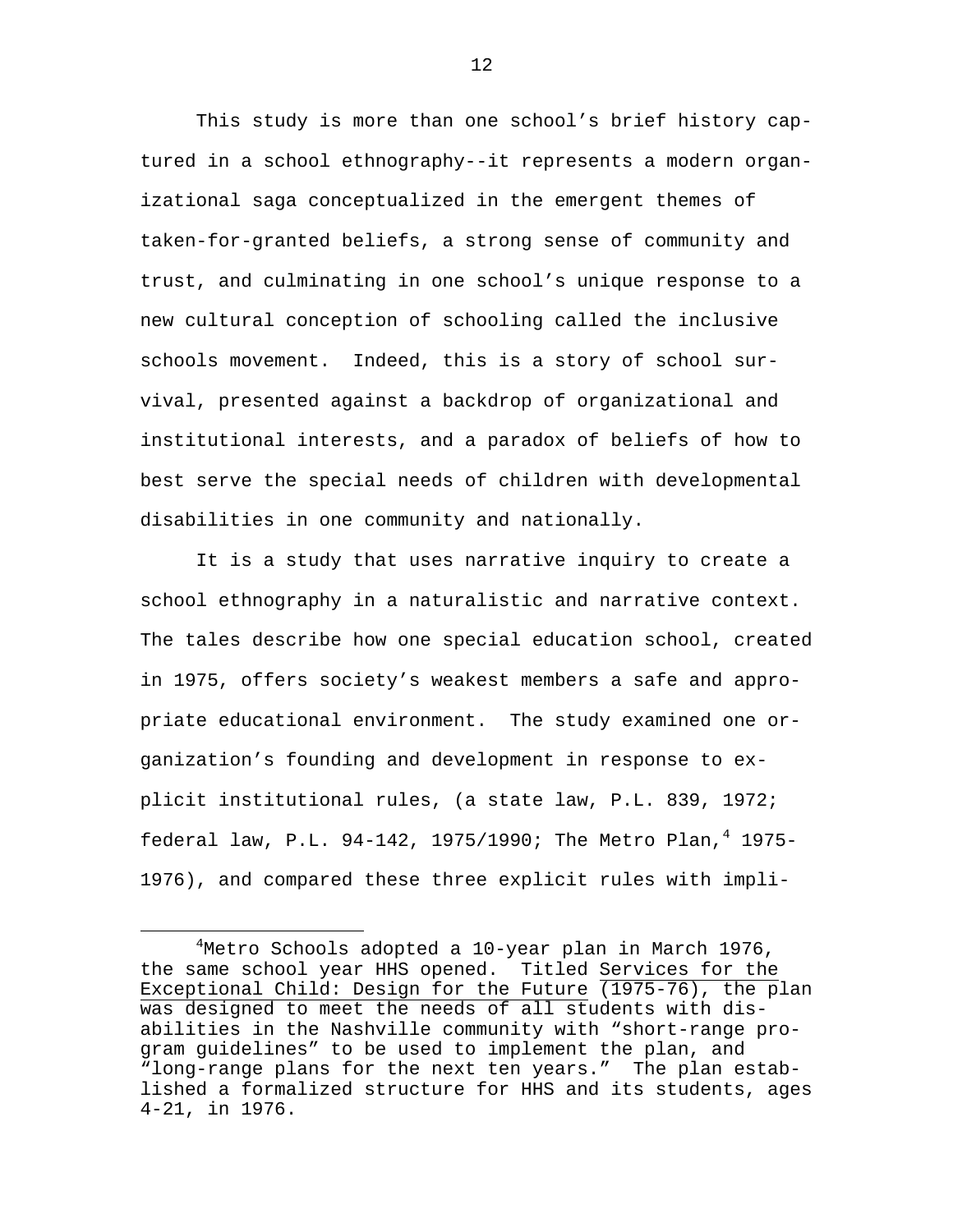This study is more than one school's brief history captured in a school ethnography--it represents a modern organizational saga conceptualized in the emergent themes of taken-for-granted beliefs, a strong sense of community and trust, and culminating in one school's unique response to a new cultural conception of schooling called the inclusive schools movement. Indeed, this is a story of school survival, presented against a backdrop of organizational and institutional interests, and a paradox of beliefs of how to best serve the special needs of children with developmental disabilities in one community and nationally.

It is a study that uses narrative inquiry to create a school ethnography in a naturalistic and narrative context. The tales describe how one special education school, created in 1975, offers society's weakest members a safe and appropriate educational environment. The study examined one organization's founding and development in response to explicit institutional rules, (a state law, P.L. 839, 1972; federal law, P.L. 94-142, 1975/1990; The Metro Plan,[4] 1975-1976), and compared these three explicit rules with impli-

---

[4]Metro Schools adopted a 10-year plan in March 1976, the same school year HHS opened. Titled Services for the Exceptional Child: Design for the Future (1975-76), the plan was designed to meet the needs of all students with disabilities in the Nashville community with "short-range program guidelines" to be used to implement the plan, and "long-range plans for the next ten years." The plan established a formalized structure for HHS and its students, ages 4-21, in 1976.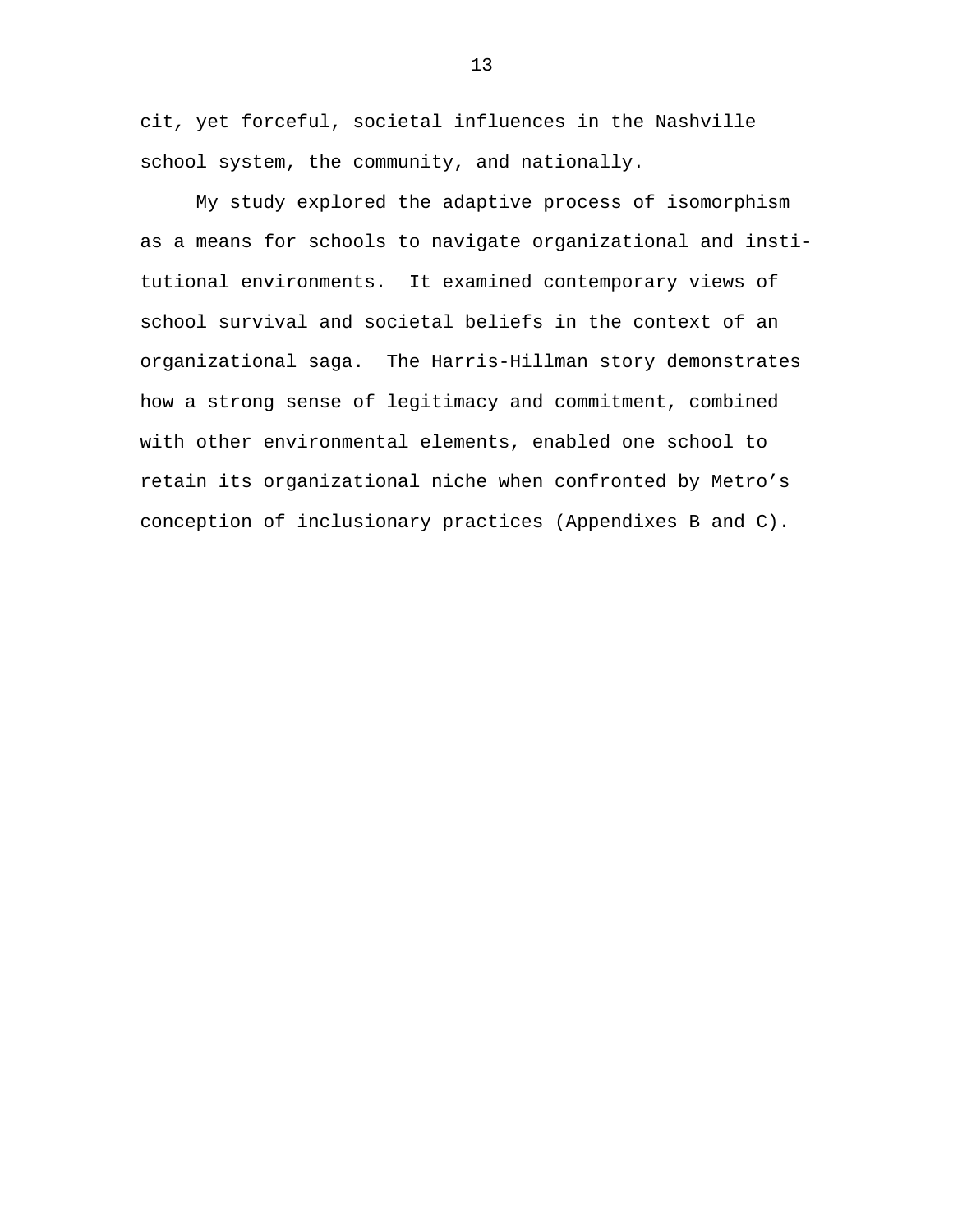cit, yet forceful, societal influences in the Nashville school system, the community, and nationally.

My study explored the adaptive process of isomorphism as a means for schools to navigate organizational and institutional environments. It examined contemporary views of school survival and societal beliefs in the context of an organizational saga. The Harris-Hillman story demonstrates how a strong sense of legitimacy and commitment, combined with other environmental elements, enabled one school to retain its organizational niche when confronted by Metro's conception of inclusionary practices (Appendixes B and C).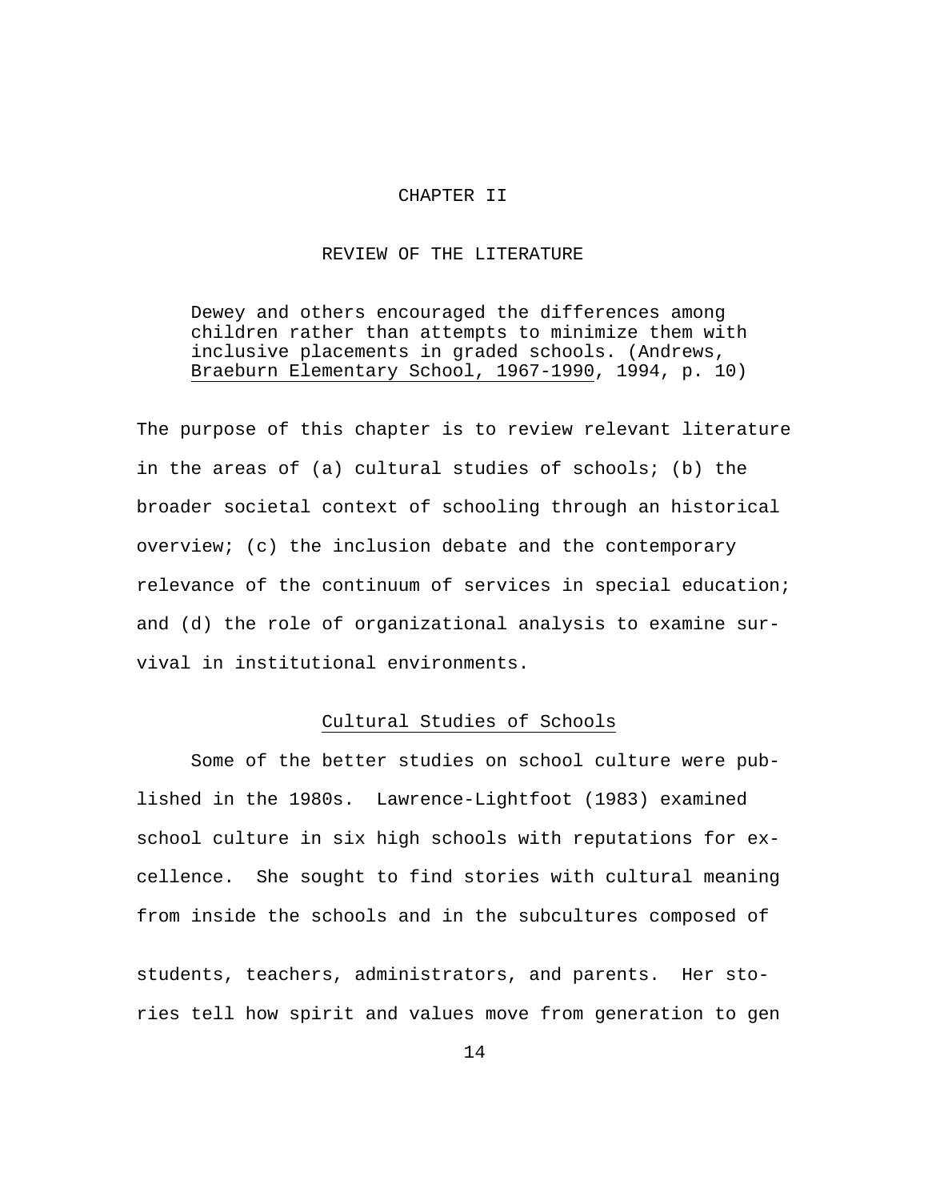# CHAPTER II

# REVIEW OF THE LITERATURE

> Dewey and others encouraged the differences among children rather than attempts to minimize them with inclusive placements in graded schools. (Andrews, Braeburn Elementary School, 1967-1990, 1994, p. 10)

The purpose of this chapter is to review relevant literature in the areas of (a) cultural studies of schools; (b) the broader societal context of schooling through an historical overview; (c) the inclusion debate and the contemporary relevance of the continuum of services in special education; and (d) the role of organizational analysis to examine survival in institutional environments.

## Cultural Studies of Schools

Some of the better studies on school culture were published in the 1980s. Lawrence-Lightfoot (1983) examined school culture in six high schools with reputations for excellence. She sought to find stories with cultural meaning from inside the schools and in the subcultures composed of students, teachers, administrators, and parents. Her stories tell how spirit and values move from generation to gen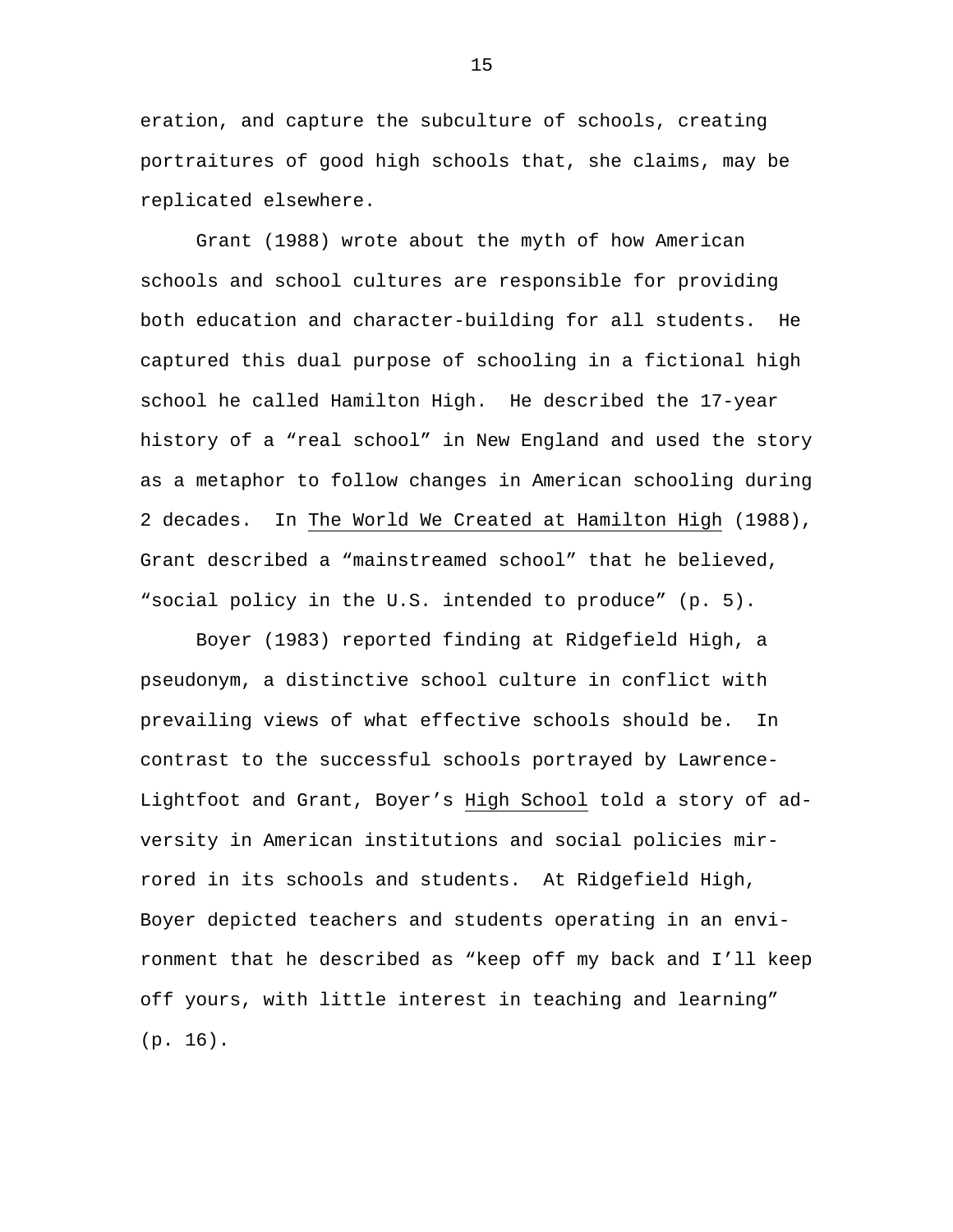eration, and capture the subculture of schools, creating portraitures of good high schools that, she claims, may be replicated elsewhere.

Grant (1988) wrote about the myth of how American schools and school cultures are responsible for providing both education and character-building for all students. He captured this dual purpose of schooling in a fictional high school he called Hamilton High. He described the 17-year history of a "real school" in New England and used the story as a metaphor to follow changes in American schooling during 2 decades. In <u>The World We Created at Hamilton High</u> (1988), Grant described a "mainstreamed school" that he believed, "social policy in the U.S. intended to produce" (p. 5).

Boyer (1983) reported finding at Ridgefield High, a pseudonym, a distinctive school culture in conflict with prevailing views of what effective schools should be. In contrast to the successful schools portrayed by Lawrence-Lightfoot and Grant, Boyer's <u>High School</u> told a story of adversity in American institutions and social policies mirrored in its schools and students. At Ridgefield High, Boyer depicted teachers and students operating in an environment that he described as "keep off my back and I'll keep off yours, with little interest in teaching and learning" (p. 16).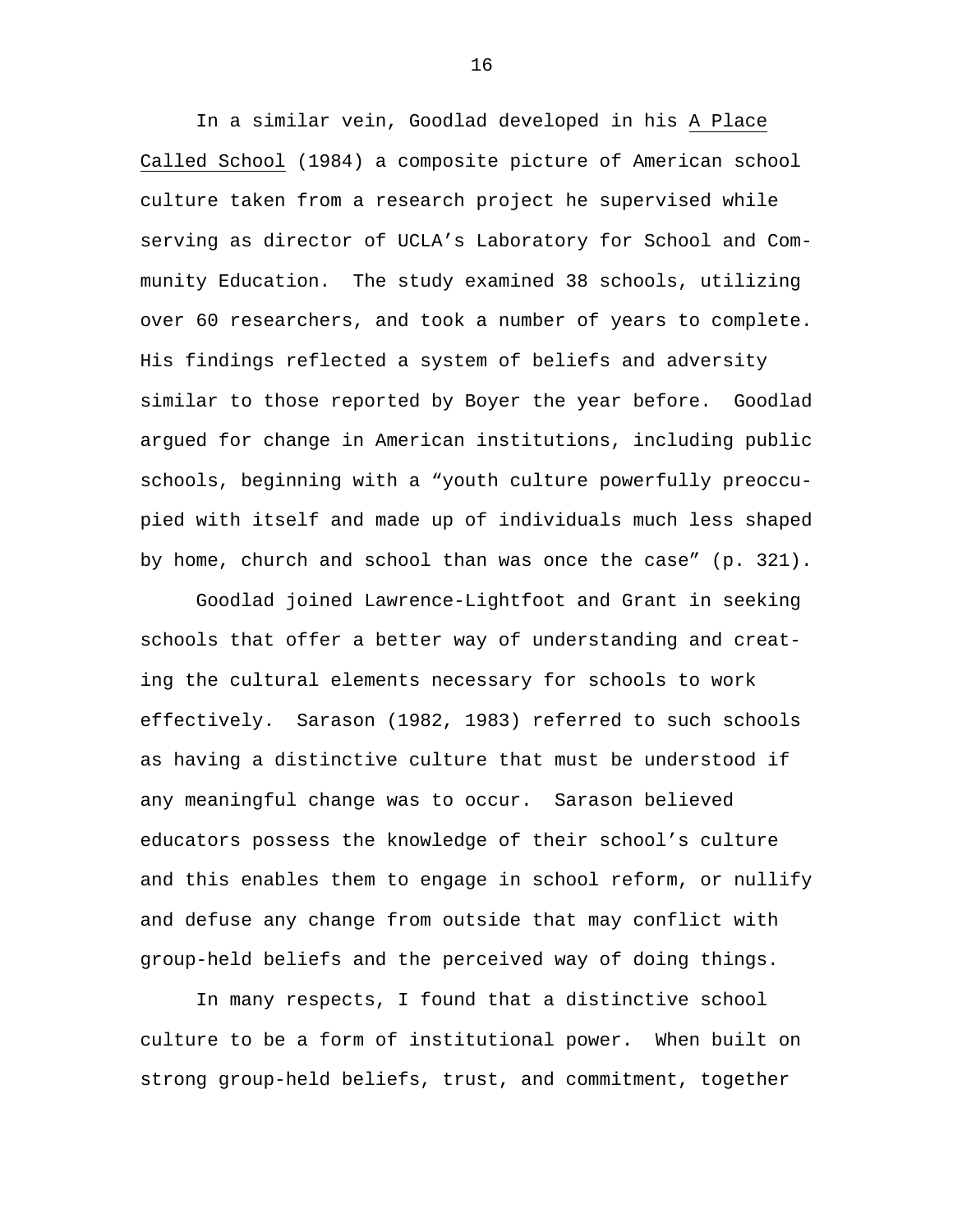In a similar vein, Goodlad developed in his A Place Called School (1984) a composite picture of American school culture taken from a research project he supervised while serving as director of UCLA's Laboratory for School and Community Education. The study examined 38 schools, utilizing over 60 researchers, and took a number of years to complete. His findings reflected a system of beliefs and adversity similar to those reported by Boyer the year before. Goodlad argued for change in American institutions, including public schools, beginning with a "youth culture powerfully preoccupied with itself and made up of individuals much less shaped by home, church and school than was once the case" (p. 321).

Goodlad joined Lawrence-Lightfoot and Grant in seeking schools that offer a better way of understanding and creating the cultural elements necessary for schools to work effectively. Sarason (1982, 1983) referred to such schools as having a distinctive culture that must be understood if any meaningful change was to occur. Sarason believed educators possess the knowledge of their school's culture and this enables them to engage in school reform, or nullify and defuse any change from outside that may conflict with group-held beliefs and the perceived way of doing things.

In many respects, I found that a distinctive school culture to be a form of institutional power. When built on strong group-held beliefs, trust, and commitment, together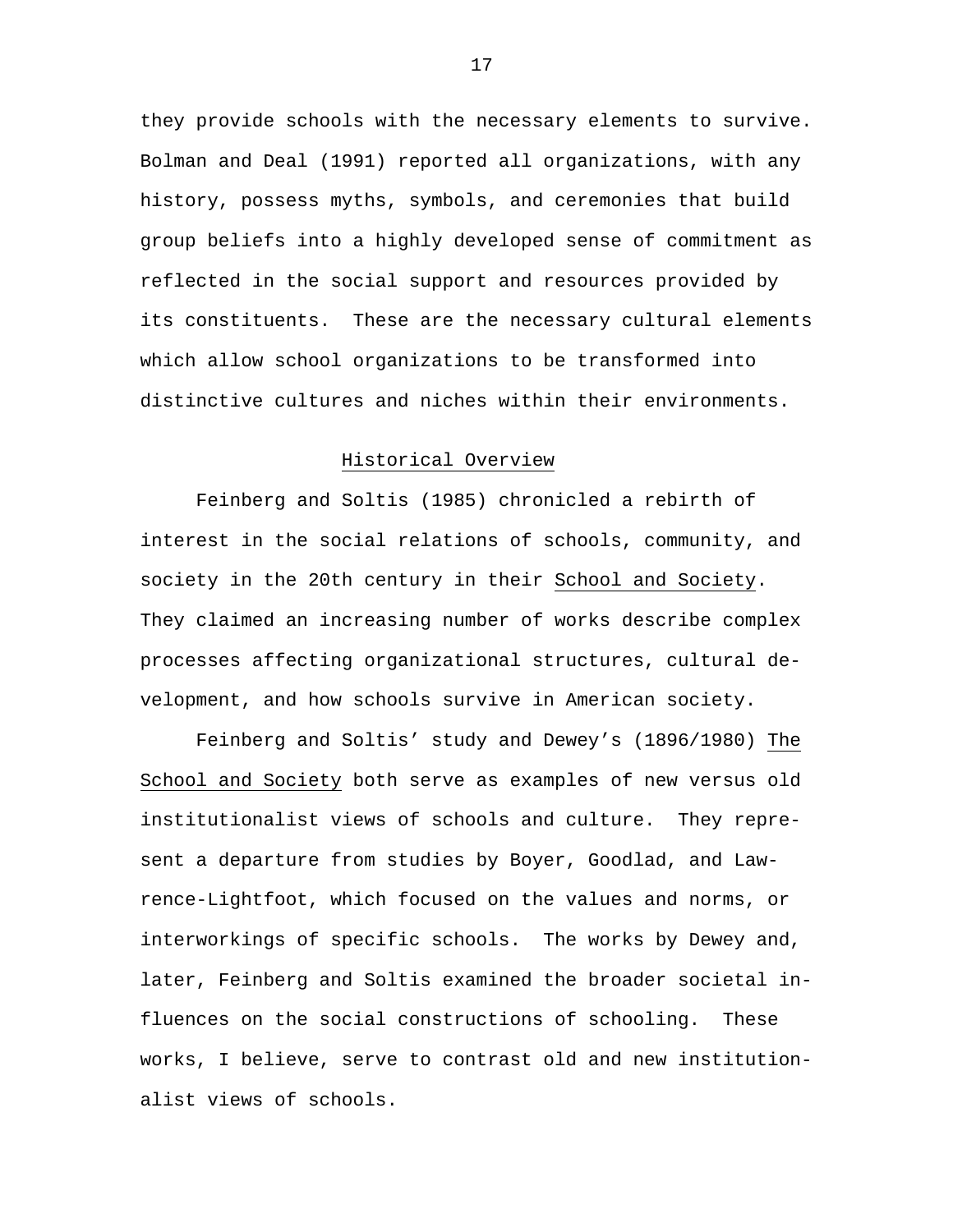they provide schools with the necessary elements to survive. Bolman and Deal (1991) reported all organizations, with any history, possess myths, symbols, and ceremonies that build group beliefs into a highly developed sense of commitment as reflected in the social support and resources provided by its constituents. These are the necessary cultural elements which allow school organizations to be transformed into distinctive cultures and niches within their environments.

## Historical Overview

Feinberg and Soltis (1985) chronicled a rebirth of interest in the social relations of schools, community, and society in the 20th century in their School and Society. They claimed an increasing number of works describe complex processes affecting organizational structures, cultural development, and how schools survive in American society.

Feinberg and Soltis' study and Dewey's (1896/1980) The School and Society both serve as examples of new versus old institutionalist views of schools and culture. They represent a departure from studies by Boyer, Goodlad, and Lawrence-Lightfoot, which focused on the values and norms, or interworkings of specific schools. The works by Dewey and, later, Feinberg and Soltis examined the broader societal influences on the social constructions of schooling. These works, I believe, serve to contrast old and new institutionalist views of schools.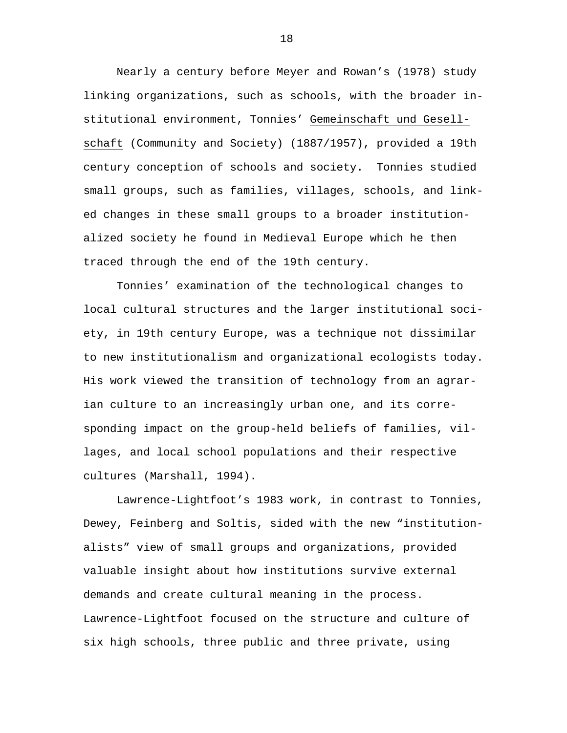Nearly a century before Meyer and Rowan's (1978) study linking organizations, such as schools, with the broader institutional environment, Tonnies' Gemeinschaft und Gesellschaft (Community and Society) (1887/1957), provided a 19th century conception of schools and society. Tonnies studied small groups, such as families, villages, schools, and linked changes in these small groups to a broader institutionalized society he found in Medieval Europe which he then traced through the end of the 19th century.

Tonnies' examination of the technological changes to local cultural structures and the larger institutional society, in 19th century Europe, was a technique not dissimilar to new institutionalism and organizational ecologists today. His work viewed the transition of technology from an agrarian culture to an increasingly urban one, and its corresponding impact on the group-held beliefs of families, villages, and local school populations and their respective cultures (Marshall, 1994).

Lawrence-Lightfoot's 1983 work, in contrast to Tonnies, Dewey, Feinberg and Soltis, sided with the new "institutionalists" view of small groups and organizations, provided valuable insight about how institutions survive external demands and create cultural meaning in the process. Lawrence-Lightfoot focused on the structure and culture of six high schools, three public and three private, using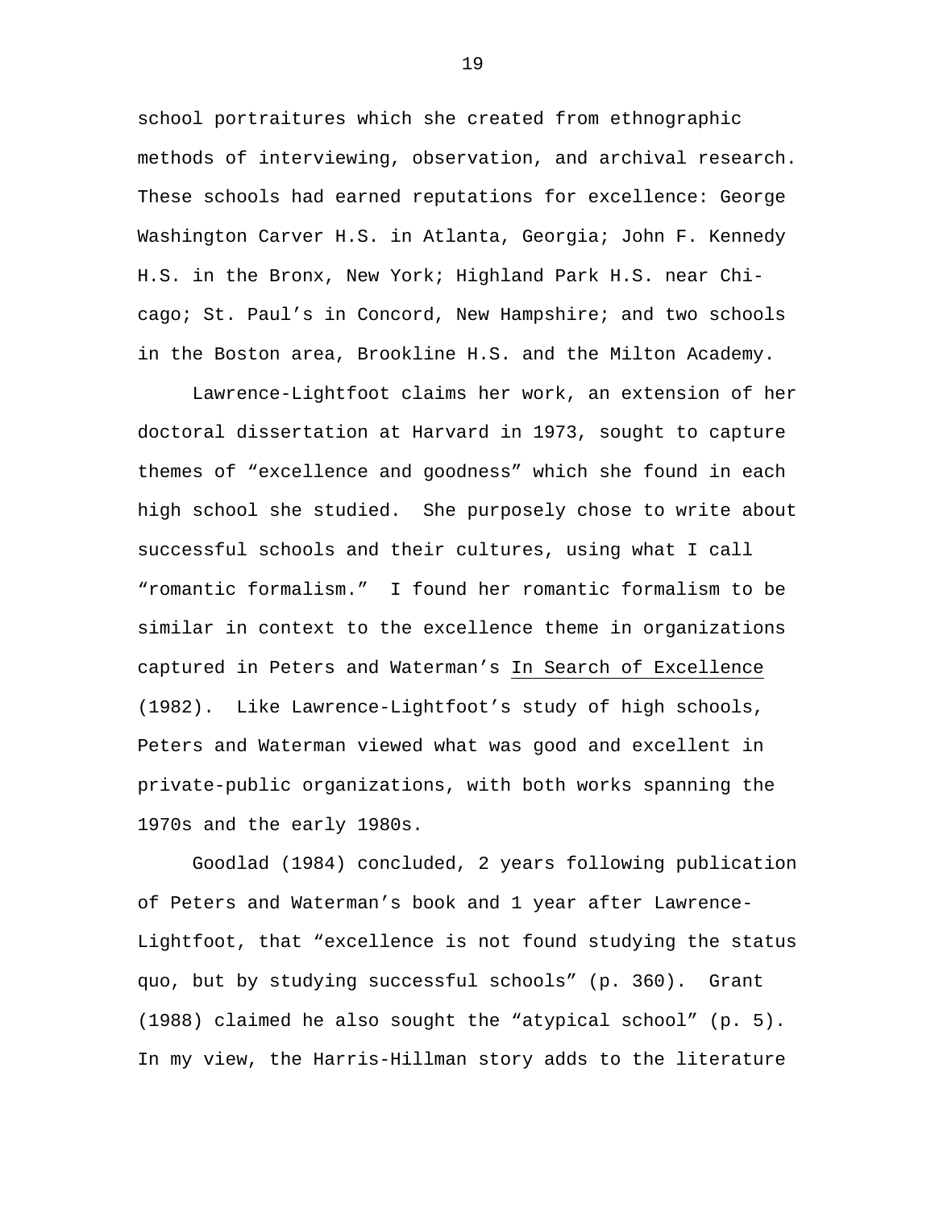school portraitures which she created from ethnographic methods of interviewing, observation, and archival research. These schools had earned reputations for excellence: George Washington Carver H.S. in Atlanta, Georgia; John F. Kennedy H.S. in the Bronx, New York; Highland Park H.S. near Chicago; St. Paul's in Concord, New Hampshire; and two schools in the Boston area, Brookline H.S. and the Milton Academy.

Lawrence-Lightfoot claims her work, an extension of her doctoral dissertation at Harvard in 1973, sought to capture themes of "excellence and goodness" which she found in each high school she studied. She purposely chose to write about successful schools and their cultures, using what I call "romantic formalism." I found her romantic formalism to be similar in context to the excellence theme in organizations captured in Peters and Waterman's <u>In Search of Excellence</u> (1982). Like Lawrence-Lightfoot's study of high schools, Peters and Waterman viewed what was good and excellent in private-public organizations, with both works spanning the 1970s and the early 1980s.

Goodlad (1984) concluded, 2 years following publication of Peters and Waterman's book and 1 year after Lawrence-Lightfoot, that "excellence is not found studying the status quo, but by studying successful schools" (p. 360). Grant (1988) claimed he also sought the "atypical school" (p. 5). In my view, the Harris-Hillman story adds to the literature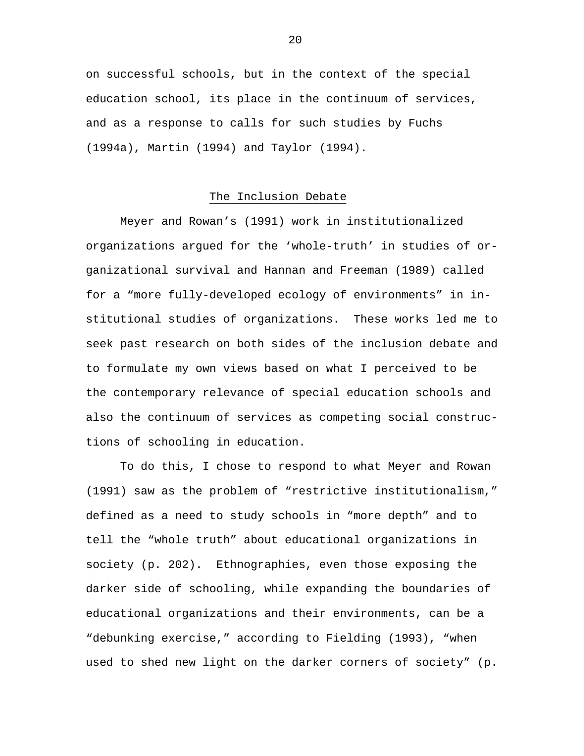on successful schools, but in the context of the special education school, its place in the continuum of services, and as a response to calls for such studies by Fuchs (1994a), Martin (1994) and Taylor (1994).

## The Inclusion Debate

Meyer and Rowan's (1991) work in institutionalized organizations argued for the 'whole-truth' in studies of organizational survival and Hannan and Freeman (1989) called for a "more fully-developed ecology of environments" in institutional studies of organizations. These works led me to seek past research on both sides of the inclusion debate and to formulate my own views based on what I perceived to be the contemporary relevance of special education schools and also the continuum of services as competing social constructions of schooling in education.

To do this, I chose to respond to what Meyer and Rowan (1991) saw as the problem of "restrictive institutionalism," defined as a need to study schools in "more depth" and to tell the "whole truth" about educational organizations in society (p. 202). Ethnographies, even those exposing the darker side of schooling, while expanding the boundaries of educational organizations and their environments, can be a "debunking exercise," according to Fielding (1993), "when used to shed new light on the darker corners of society" (p.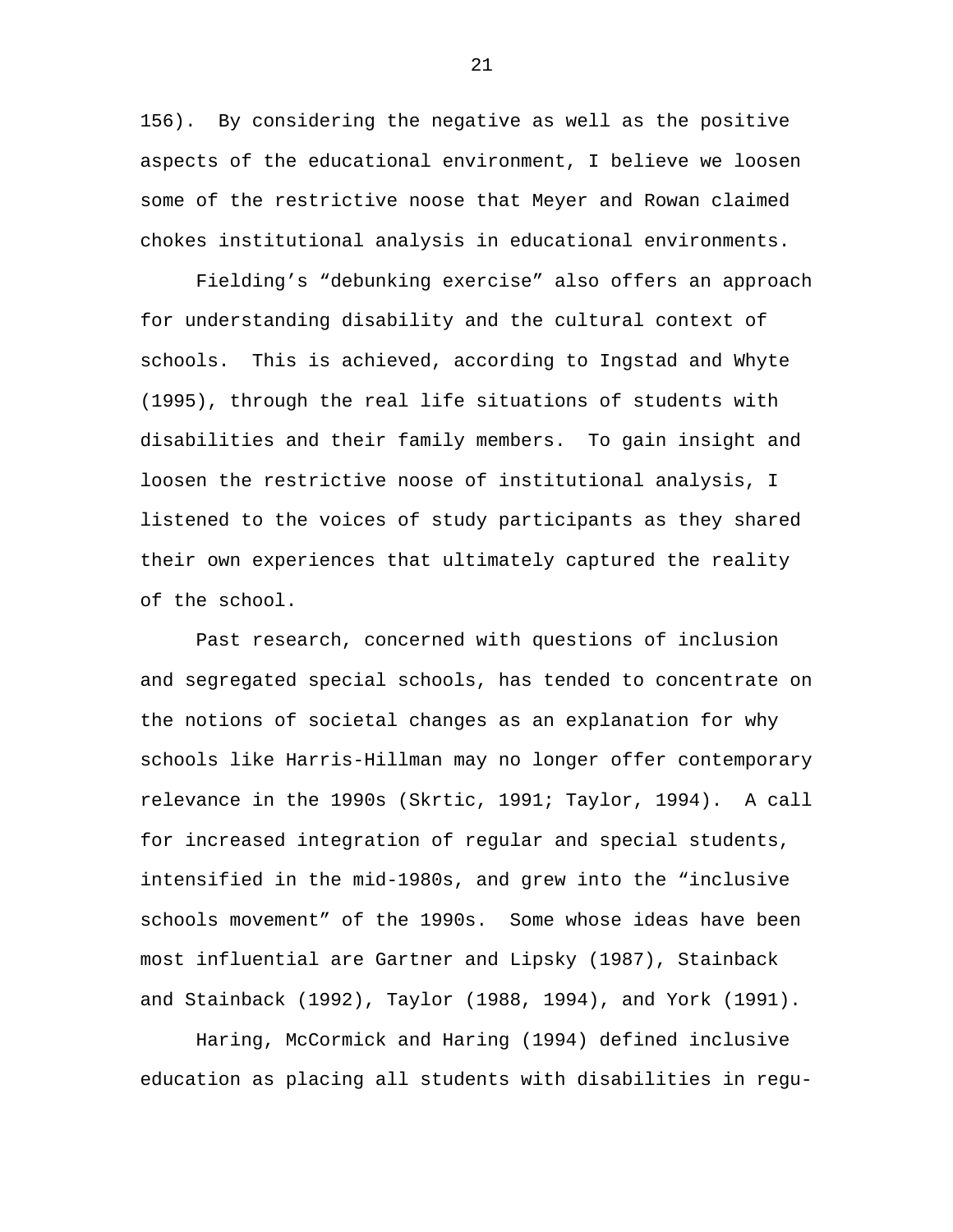156). By considering the negative as well as the positive aspects of the educational environment, I believe we loosen some of the restrictive noose that Meyer and Rowan claimed chokes institutional analysis in educational environments.

Fielding's "debunking exercise" also offers an approach for understanding disability and the cultural context of schools. This is achieved, according to Ingstad and Whyte (1995), through the real life situations of students with disabilities and their family members. To gain insight and loosen the restrictive noose of institutional analysis, I listened to the voices of study participants as they shared their own experiences that ultimately captured the reality of the school.

Past research, concerned with questions of inclusion and segregated special schools, has tended to concentrate on the notions of societal changes as an explanation for why schools like Harris-Hillman may no longer offer contemporary relevance in the 1990s (Skrtic, 1991; Taylor, 1994). A call for increased integration of regular and special students, intensified in the mid-1980s, and grew into the "inclusive schools movement" of the 1990s. Some whose ideas have been most influential are Gartner and Lipsky (1987), Stainback and Stainback (1992), Taylor (1988, 1994), and York (1991).

Haring, McCormick and Haring (1994) defined inclusive education as placing all students with disabilities in regu-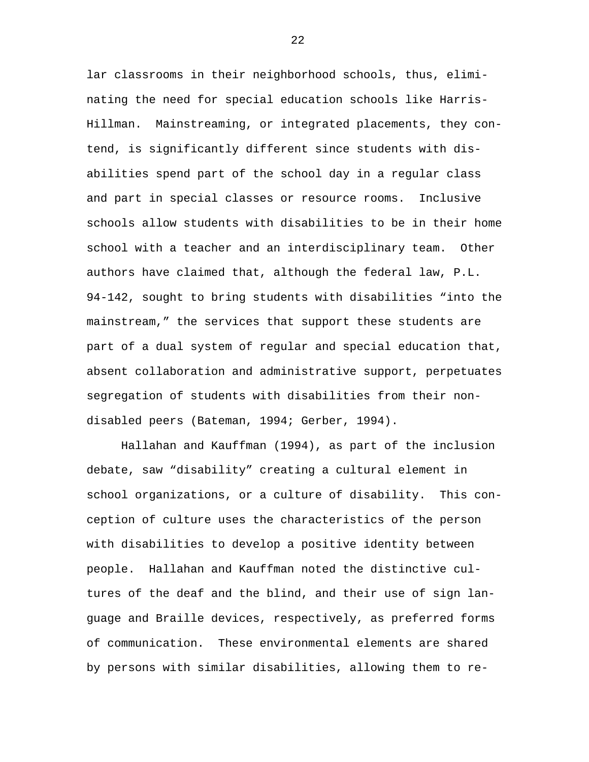lar classrooms in their neighborhood schools, thus, eliminating the need for special education schools like Harris-Hillman. Mainstreaming, or integrated placements, they contend, is significantly different since students with disabilities spend part of the school day in a regular class and part in special classes or resource rooms. Inclusive schools allow students with disabilities to be in their home school with a teacher and an interdisciplinary team. Other authors have claimed that, although the federal law, P.L. 94-142, sought to bring students with disabilities "into the mainstream," the services that support these students are part of a dual system of regular and special education that, absent collaboration and administrative support, perpetuates segregation of students with disabilities from their non-disabled peers (Bateman, 1994; Gerber, 1994).

Hallahan and Kauffman (1994), as part of the inclusion debate, saw "disability" creating a cultural element in school organizations, or a culture of disability. This conception of culture uses the characteristics of the person with disabilities to develop a positive identity between people. Hallahan and Kauffman noted the distinctive cultures of the deaf and the blind, and their use of sign language and Braille devices, respectively, as preferred forms of communication. These environmental elements are shared by persons with similar disabilities, allowing them to re-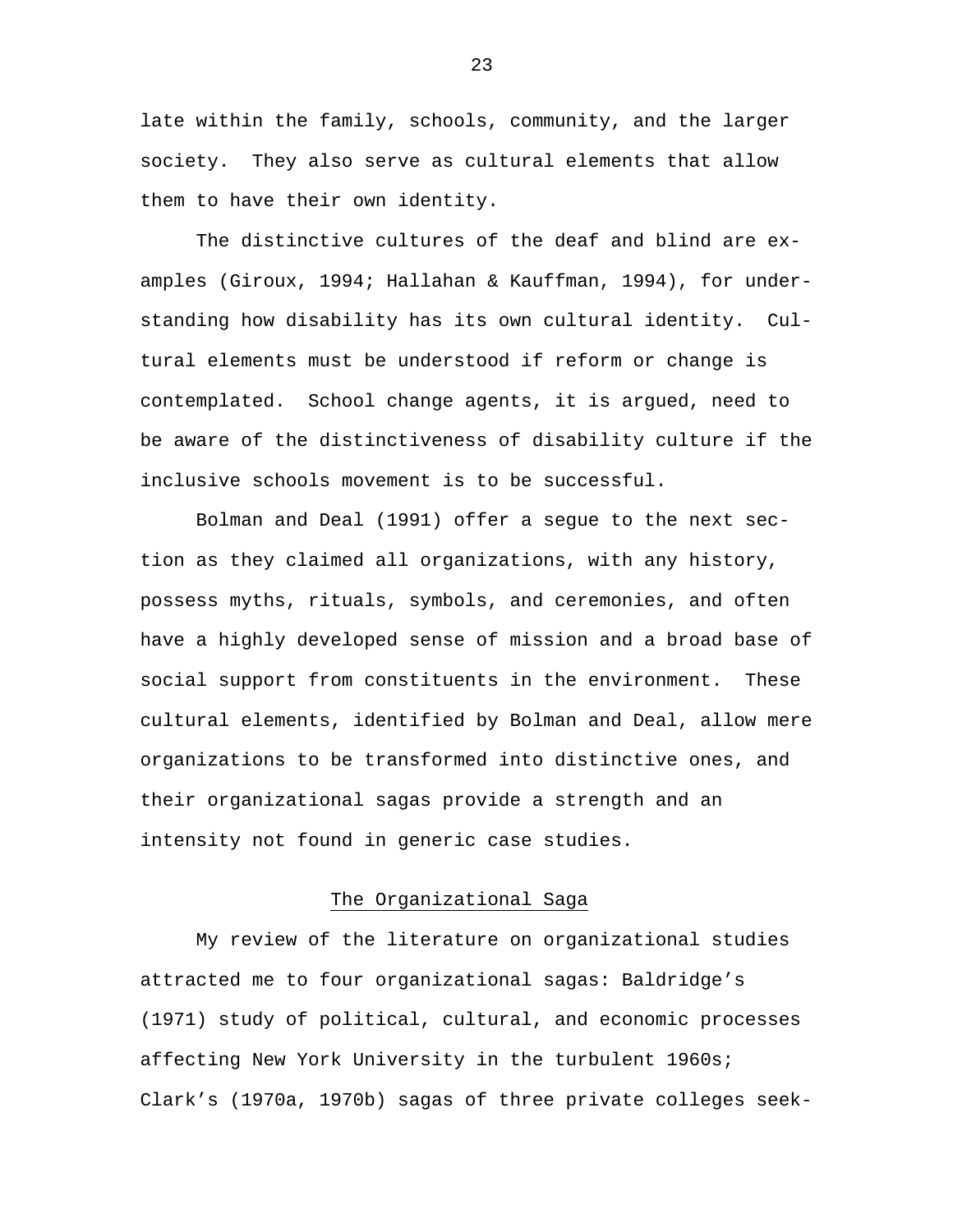late within the family, schools, community, and the larger society. They also serve as cultural elements that allow them to have their own identity.

The distinctive cultures of the deaf and blind are examples (Giroux, 1994; Hallahan & Kauffman, 1994), for understanding how disability has its own cultural identity. Cultural elements must be understood if reform or change is contemplated. School change agents, it is argued, need to be aware of the distinctiveness of disability culture if the inclusive schools movement is to be successful.

Bolman and Deal (1991) offer a segue to the next section as they claimed all organizations, with any history, possess myths, rituals, symbols, and ceremonies, and often have a highly developed sense of mission and a broad base of social support from constituents in the environment. These cultural elements, identified by Bolman and Deal, allow mere organizations to be transformed into distinctive ones, and their organizational sagas provide a strength and an intensity not found in generic case studies.

## The Organizational Saga

My review of the literature on organizational studies attracted me to four organizational sagas: Baldridge's (1971) study of political, cultural, and economic processes affecting New York University in the turbulent 1960s; Clark's (1970a, 1970b) sagas of three private colleges seek-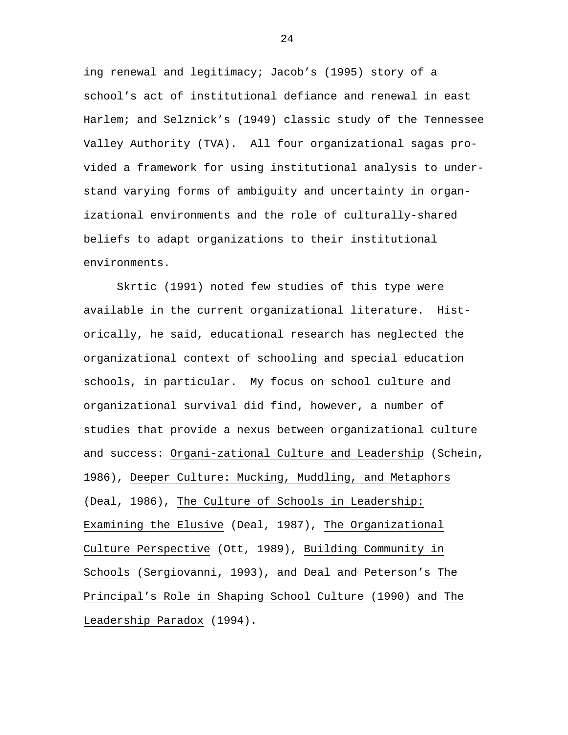ing renewal and legitimacy; Jacob's (1995) story of a school's act of institutional defiance and renewal in east Harlem; and Selznick's (1949) classic study of the Tennessee Valley Authority (TVA). All four organizational sagas provided a framework for using institutional analysis to understand varying forms of ambiguity and uncertainty in organizational environments and the role of culturally-shared beliefs to adapt organizations to their institutional environments.

Skrtic (1991) noted few studies of this type were available in the current organizational literature. Historically, he said, educational research has neglected the organizational context of schooling and special education schools, in particular. My focus on school culture and organizational survival did find, however, a number of studies that provide a nexus between organizational culture and success: Organi-zational Culture and Leadership (Schein, 1986), Deeper Culture: Mucking, Muddling, and Metaphors (Deal, 1986), The Culture of Schools in Leadership: Examining the Elusive (Deal, 1987), The Organizational Culture Perspective (Ott, 1989), Building Community in Schools (Sergiovanni, 1993), and Deal and Peterson's The Principal's Role in Shaping School Culture (1990) and The Leadership Paradox (1994).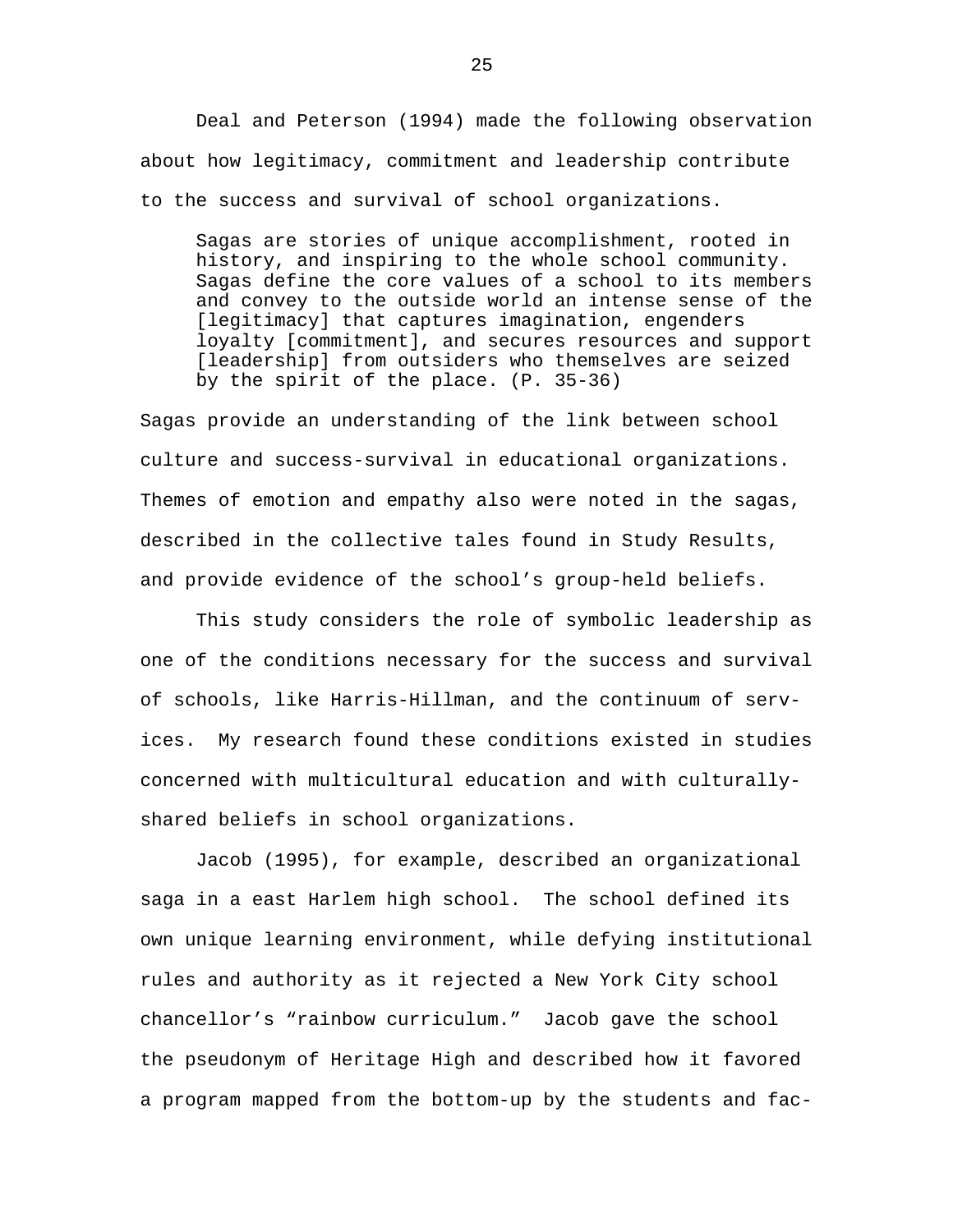Deal and Peterson (1994) made the following observation about how legitimacy, commitment and leadership contribute to the success and survival of school organizations.

> Sagas are stories of unique accomplishment, rooted in history, and inspiring to the whole school community. Sagas define the core values of a school to its members and convey to the outside world an intense sense of the [legitimacy] that captures imagination, engenders loyalty [commitment], and secures resources and support [leadership] from outsiders who themselves are seized by the spirit of the place. (P. 35-36)

Sagas provide an understanding of the link between school culture and success-survival in educational organizations. Themes of emotion and empathy also were noted in the sagas, described in the collective tales found in Study Results, and provide evidence of the school's group-held beliefs.

This study considers the role of symbolic leadership as one of the conditions necessary for the success and survival of schools, like Harris-Hillman, and the continuum of services. My research found these conditions existed in studies concerned with multicultural education and with culturally-shared beliefs in school organizations.

Jacob (1995), for example, described an organizational saga in a east Harlem high school. The school defined its own unique learning environment, while defying institutional rules and authority as it rejected a New York City school chancellor's "rainbow curriculum." Jacob gave the school the pseudonym of Heritage High and described how it favored a program mapped from the bottom-up by the students and fac-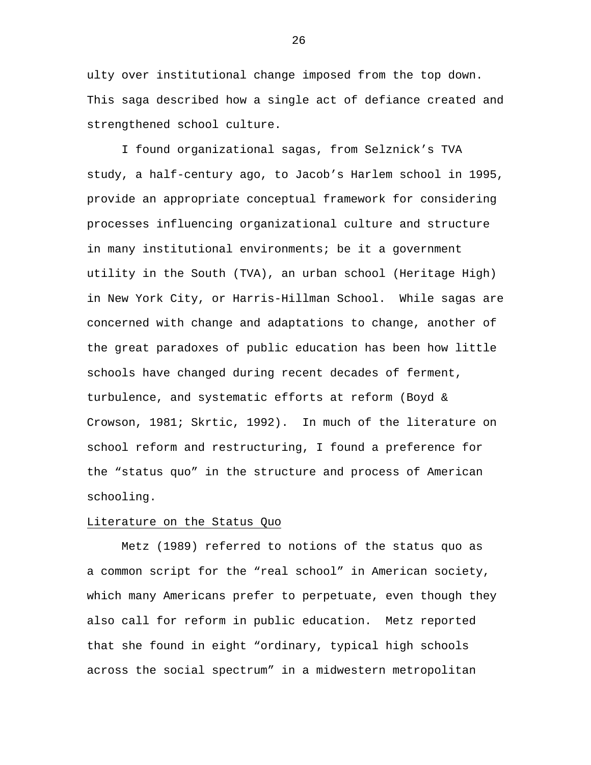ulty over institutional change imposed from the top down. This saga described how a single act of defiance created and strengthened school culture.

I found organizational sagas, from Selznick's TVA study, a half-century ago, to Jacob's Harlem school in 1995, provide an appropriate conceptual framework for considering processes influencing organizational culture and structure in many institutional environments; be it a government utility in the South (TVA), an urban school (Heritage High) in New York City, or Harris-Hillman School. While sagas are concerned with change and adaptations to change, another of the great paradoxes of public education has been how little schools have changed during recent decades of ferment, turbulence, and systematic efforts at reform (Boyd & Crowson, 1981; Skrtic, 1992). In much of the literature on school reform and restructuring, I found a preference for the "status quo" in the structure and process of American schooling.

<u>Literature on the Status Quo</u>

Metz (1989) referred to notions of the status quo as a common script for the "real school" in American society, which many Americans prefer to perpetuate, even though they also call for reform in public education. Metz reported that she found in eight "ordinary, typical high schools across the social spectrum" in a midwestern metropolitan